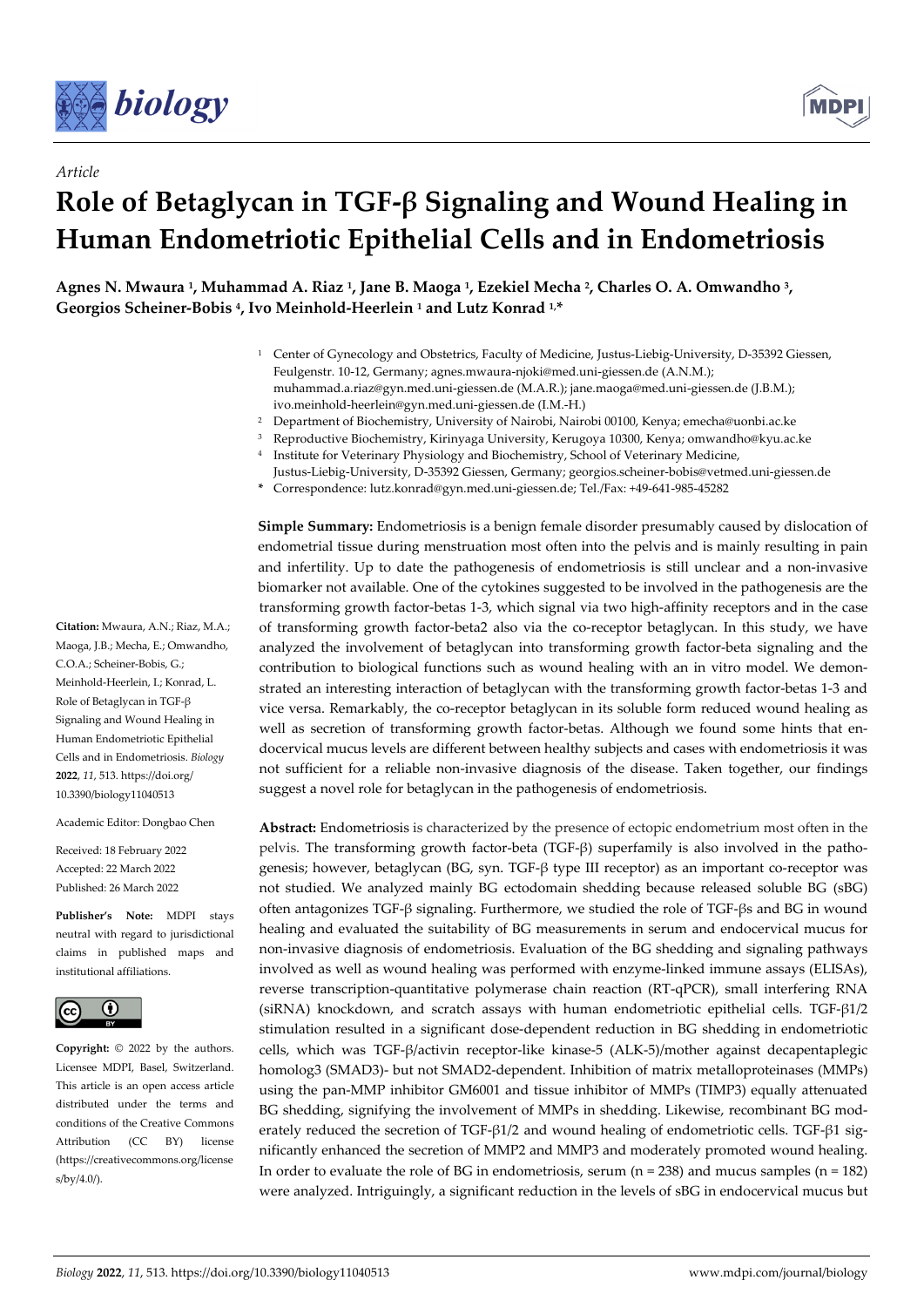*Article*

# Role of Betaglycan in TGF-β Signaling and Wound Healing in Human Endometriotic Epithelial Cells and in Endometriosis

**Agnes N. Mwaura [1], Muhammad A. Riaz [1], Jane B. Maoga [1], Ezekiel Mecha [2], Charles O. A. Omwandho [3], Georgios Scheiner-Bobis [4], Ivo Meinhold-Heerlein [1] and Lutz Konrad [1,*]**

[1] Center of Gynecology and Obstetrics, Faculty of Medicine, Justus-Liebig-University, D-35392 Giessen, Feulgenstr. 10-12, Germany; agnes.mwaura-njoki@med.uni-giessen.de (A.N.M.); muhammad.a.riaz@gyn.med.uni-giessen.de (M.A.R.); jane.maoga@med.uni-giessen.de (J.B.M.); ivo.meinhold-heerlein@gyn.med.uni-giessen.de (I.M.-H.)

[2] Department of Biochemistry, University of Nairobi, Nairobi 00100, Kenya; emecha@uonbi.ac.ke

[3] Reproductive Biochemistry, Kirinyaga University, Kerugoya 10300, Kenya; omwandho@kyu.ac.ke

[4] Institute for Veterinary Physiology and Biochemistry, School of Veterinary Medicine, Justus-Liebig-University, D-35392 Giessen, Germany; georgios.scheiner-bobis@vetmed.uni-giessen.de

\* Correspondence: lutz.konrad@gyn.med.uni-giessen.de; Tel./Fax: +49-641-985-45282

**Citation:** Mwaura, A.N.; Riaz, M.A.; Maoga, J.B.; Mecha, E.; Omwandho, C.O.A.; Scheiner-Bobis, G.; Meinhold-Heerlein, I.; Konrad, L. Role of Betaglycan in TGF-β Signaling and Wound Healing in Human Endometriotic Epithelial Cells and in Endometriosis. *Biology* **2022**, *11*, 513. https://doi.org/10.3390/biology11040513

Academic Editor: Dongbao Chen

Received: 18 February 2022
Accepted: 22 March 2022
Published: 26 March 2022

**Publisher's Note:** MDPI stays neutral with regard to jurisdictional claims in published maps and institutional affiliations.

**Copyright:** © 2022 by the authors. Licensee MDPI, Basel, Switzerland. This article is an open access article distributed under the terms and conditions of the Creative Commons Attribution (CC BY) license (https://creativecommons.org/licenses/by/4.0/).

**Simple Summary:** Endometriosis is a benign female disorder presumably caused by dislocation of endometrial tissue during menstruation most often into the pelvis and is mainly resulting in pain and infertility. Up to date the pathogenesis of endometriosis is still unclear and a non-invasive biomarker not available. One of the cytokines suggested to be involved in the pathogenesis are the transforming growth factor-betas 1-3, which signal via two high-affinity receptors and in the case of transforming growth factor-beta2 also via the co-receptor betaglycan. In this study, we have analyzed the involvement of betaglycan into transforming growth factor-beta signaling and the contribution to biological functions such as wound healing with an in vitro model. We demonstrated an interesting interaction of betaglycan with the transforming growth factor-betas 1-3 and vice versa. Remarkably, the co-receptor betaglycan in its soluble form reduced wound healing as well as secretion of transforming growth factor-betas. Although we found some hints that endocervical mucus levels are different between healthy subjects and cases with endometriosis it was not sufficient for a reliable non-invasive diagnosis of the disease. Taken together, our findings suggest a novel role for betaglycan in the pathogenesis of endometriosis.

**Abstract:** Endometriosis is characterized by the presence of ectopic endometrium most often in the pelvis. The transforming growth factor-beta (TGF-β) superfamily is also involved in the pathogenesis; however, betaglycan (BG, syn. TGF-β type III receptor) as an important co-receptor was not studied. We analyzed mainly BG ectodomain shedding because released soluble BG (sBG) often antagonizes TGF-β signaling. Furthermore, we studied the role of TGF-βs and BG in wound healing and evaluated the suitability of BG measurements in serum and endocervical mucus for non-invasive diagnosis of endometriosis. Evaluation of the BG shedding and signaling pathways involved as well as wound healing was performed with enzyme-linked immune assays (ELISAs), reverse transcription-quantitative polymerase chain reaction (RT-qPCR), small interfering RNA (siRNA) knockdown, and scratch assays with human endometriotic epithelial cells. TGF-β1/2 stimulation resulted in a significant dose-dependent reduction in BG shedding in endometriotic cells, which was TGF-β/activin receptor-like kinase-5 (ALK-5)/mother against decapentaplegic homolog3 (SMAD3)- but not SMAD2-dependent. Inhibition of matrix metalloproteinases (MMPs) using the pan-MMP inhibitor GM6001 and tissue inhibitor of MMPs (TIMP3) equally attenuated BG shedding, signifying the involvement of MMPs in shedding. Likewise, recombinant BG moderately reduced the secretion of TGF-β1/2 and wound healing of endometriotic cells. TGF-β1 significantly enhanced the secretion of MMP2 and MMP3 and moderately promoted wound healing. In order to evaluate the role of BG in endometriosis, serum (n = 238) and mucus samples (n = 182) were analyzed. Intriguingly, a significant reduction in the levels of sBG in endocervical mucus but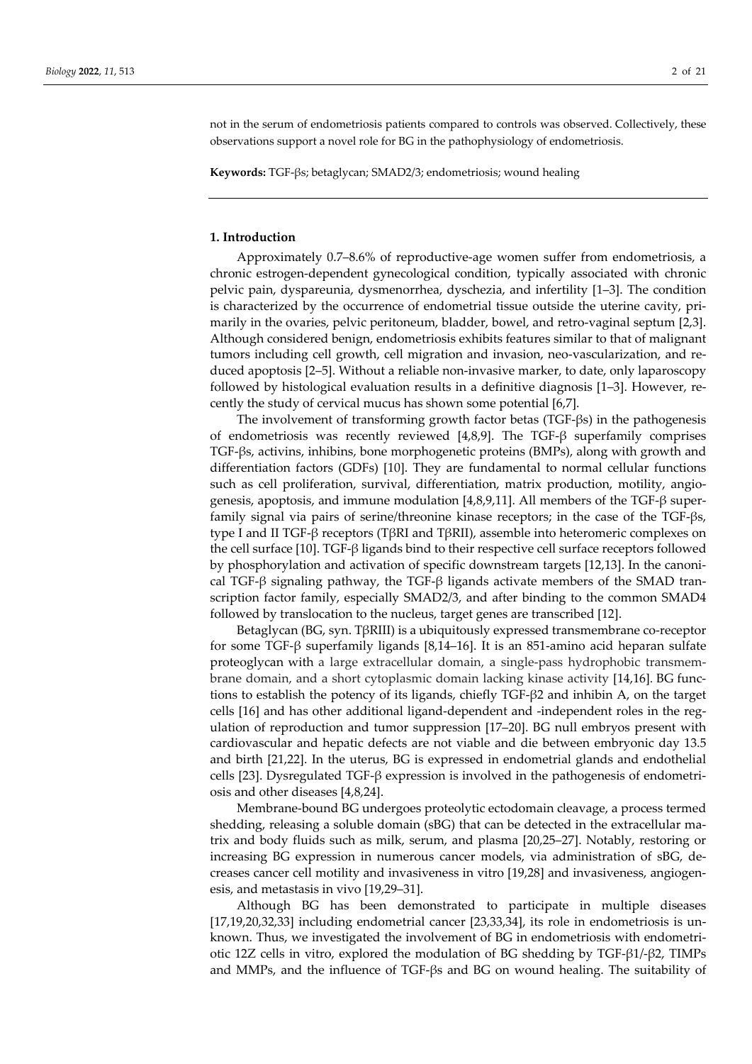not in the serum of endometriosis patients compared to controls was observed. Collectively, these observations support a novel role for BG in the pathophysiology of endometriosis.

**Keywords:** TGF-βs; betaglycan; SMAD2/3; endometriosis; wound healing

## 1. Introduction

Approximately 0.7–8.6% of reproductive-age women suffer from endometriosis, a chronic estrogen-dependent gynecological condition, typically associated with chronic pelvic pain, dyspareunia, dysmenorrhea, dyschezia, and infertility [1–3]. The condition is characterized by the occurrence of endometrial tissue outside the uterine cavity, primarily in the ovaries, pelvic peritoneum, bladder, bowel, and retro-vaginal septum [2,3]. Although considered benign, endometriosis exhibits features similar to that of malignant tumors including cell growth, cell migration and invasion, neo-vascularization, and reduced apoptosis [2–5]. Without a reliable non-invasive marker, to date, only laparoscopy followed by histological evaluation results in a definitive diagnosis [1–3]. However, recently the study of cervical mucus has shown some potential [6,7].

The involvement of transforming growth factor betas (TGF-βs) in the pathogenesis of endometriosis was recently reviewed [4,8,9]. The TGF-β superfamily comprises TGF-βs, activins, inhibins, bone morphogenetic proteins (BMPs), along with growth and differentiation factors (GDFs) [10]. They are fundamental to normal cellular functions such as cell proliferation, survival, differentiation, matrix production, motility, angiogenesis, apoptosis, and immune modulation [4,8,9,11]. All members of the TGF-β superfamily signal via pairs of serine/threonine kinase receptors; in the case of the TGF-βs, type I and II TGF-β receptors (TβRI and TβRII), assemble into heteromeric complexes on the cell surface [10]. TGF-β ligands bind to their respective cell surface receptors followed by phosphorylation and activation of specific downstream targets [12,13]. In the canonical TGF-β signaling pathway, the TGF-β ligands activate members of the SMAD transcription factor family, especially SMAD2/3, and after binding to the common SMAD4 followed by translocation to the nucleus, target genes are transcribed [12].

Betaglycan (BG, syn. TβRIII) is a ubiquitously expressed transmembrane co-receptor for some TGF-β superfamily ligands [8,14–16]. It is an 851-amino acid heparan sulfate proteoglycan with a large extracellular domain, a single-pass hydrophobic transmembrane domain, and a short cytoplasmic domain lacking kinase activity [14,16]. BG functions to establish the potency of its ligands, chiefly TGF-β2 and inhibin A, on the target cells [16] and has other additional ligand-dependent and -independent roles in the regulation of reproduction and tumor suppression [17–20]. BG null embryos present with cardiovascular and hepatic defects are not viable and die between embryonic day 13.5 and birth [21,22]. In the uterus, BG is expressed in endometrial glands and endothelial cells [23]. Dysregulated TGF-β expression is involved in the pathogenesis of endometriosis and other diseases [4,8,24].

Membrane-bound BG undergoes proteolytic ectodomain cleavage, a process termed shedding, releasing a soluble domain (sBG) that can be detected in the extracellular matrix and body fluids such as milk, serum, and plasma [20,25–27]. Notably, restoring or increasing BG expression in numerous cancer models, via administration of sBG, decreases cancer cell motility and invasiveness in vitro [19,28] and invasiveness, angiogenesis, and metastasis in vivo [19,29–31].

Although BG has been demonstrated to participate in multiple diseases [17,19,20,32,33] including endometrial cancer [23,33,34], its role in endometriosis is unknown. Thus, we investigated the involvement of BG in endometriosis with endometriotic 12Z cells in vitro, explored the modulation of BG shedding by TGF-β1/-β2, TIMPs and MMPs, and the influence of TGF-βs and BG on wound healing. The suitability of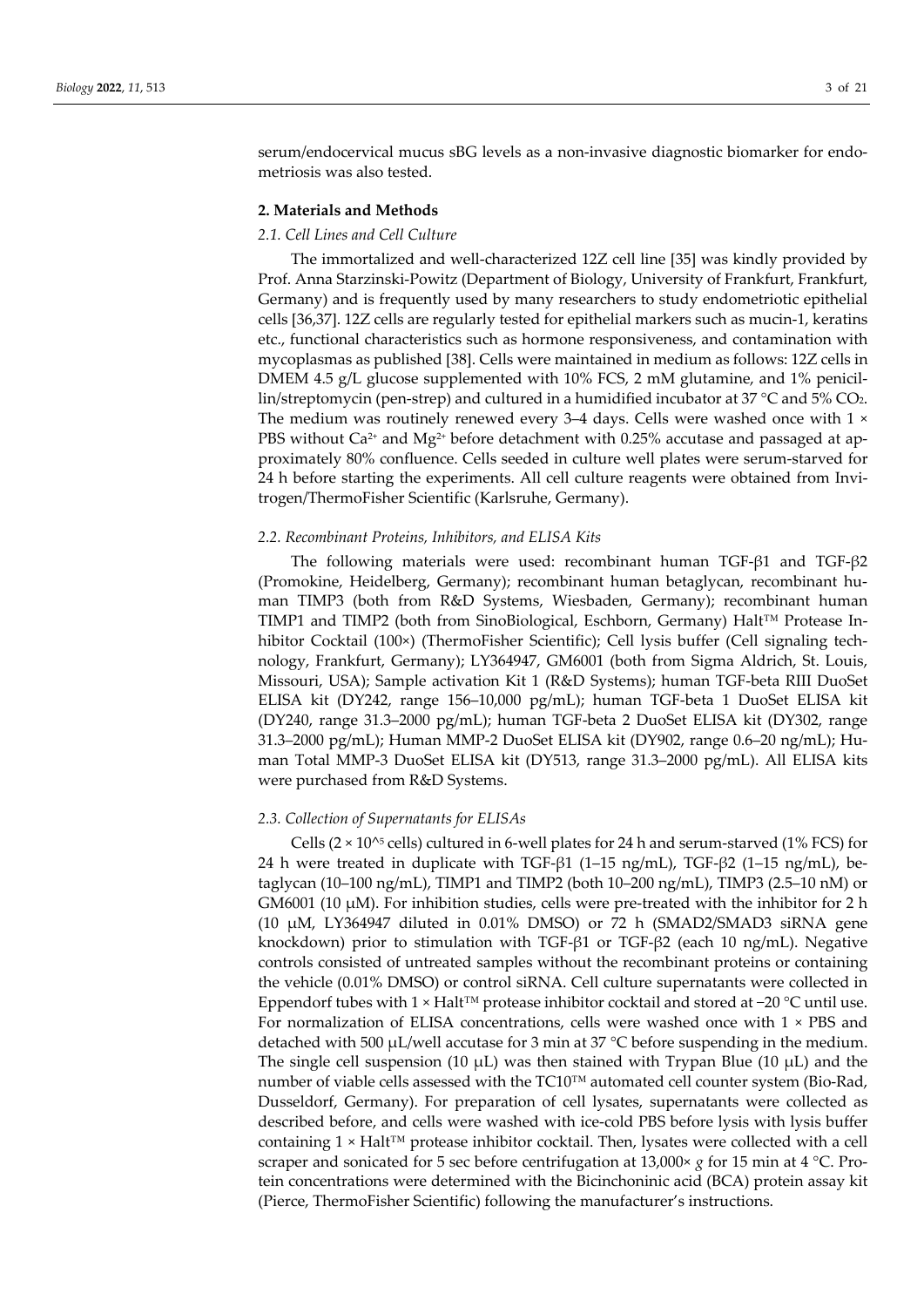serum/endocervical mucus sBG levels as a non-invasive diagnostic biomarker for endometriosis was also tested.

## 2. Materials and Methods

### *2.1. Cell Lines and Cell Culture*

The immortalized and well-characterized 12Z cell line [35] was kindly provided by Prof. Anna Starzinski-Powitz (Department of Biology, University of Frankfurt, Frankfurt, Germany) and is frequently used by many researchers to study endometriotic epithelial cells [36,37]. 12Z cells are regularly tested for epithelial markers such as mucin-1, keratins etc., functional characteristics such as hormone responsiveness, and contamination with mycoplasmas as published [38]. Cells were maintained in medium as follows: 12Z cells in DMEM 4.5 g/L glucose supplemented with 10% FCS, 2 mM glutamine, and 1% penicillin/streptomycin (pen-strep) and cultured in a humidified incubator at 37 °C and 5% $CO_2$. The medium was routinely renewed every 3–4 days. Cells were washed once with 1 × PBS without $Ca^{2+}$ and $Mg^{2+}$ before detachment with 0.25% accutase and passaged at approximately 80% confluence. Cells seeded in culture well plates were serum-starved for 24 h before starting the experiments. All cell culture reagents were obtained from Invitrogen/ThermoFisher Scientific (Karlsruhe, Germany).

### *2.2. Recombinant Proteins, Inhibitors, and ELISA Kits*

The following materials were used: recombinant human TGF-β1 and TGF-β2 (Promokine, Heidelberg, Germany); recombinant human betaglycan, recombinant human TIMP3 (both from R&D Systems, Wiesbaden, Germany); recombinant human TIMP1 and TIMP2 (both from SinoBiological, Eschborn, Germany) Halt™ Protease Inhibitor Cocktail (100×) (ThermoFisher Scientific); Cell lysis buffer (Cell signaling technology, Frankfurt, Germany); LY364947, GM6001 (both from Sigma Aldrich, St. Louis, Missouri, USA); Sample activation Kit 1 (R&D Systems); human TGF-beta RIII DuoSet ELISA kit (DY242, range 156–10,000 pg/mL); human TGF-beta 1 DuoSet ELISA kit (DY240, range 31.3–2000 pg/mL); human TGF-beta 2 DuoSet ELISA kit (DY302, range 31.3–2000 pg/mL); Human MMP-2 DuoSet ELISA kit (DY902, range 0.6–20 ng/mL); Human Total MMP-3 DuoSet ELISA kit (DY513, range 31.3–2000 pg/mL). All ELISA kits were purchased from R&D Systems.

### *2.3. Collection of Supernatants for ELISAs*

Cells ($2 \times 10^5$ cells) cultured in 6-well plates for 24 h and serum-starved (1% FCS) for 24 h were treated in duplicate with TGF-β1 (1–15 ng/mL), TGF-β2 (1–15 ng/mL), betaglycan (10–100 ng/mL), TIMP1 and TIMP2 (both 10–200 ng/mL), TIMP3 (2.5–10 nM) or GM6001 (10 μM). For inhibition studies, cells were pre-treated with the inhibitor for 2 h (10 μM, LY364947 diluted in 0.01% DMSO) or 72 h (SMAD2/SMAD3 siRNA gene knockdown) prior to stimulation with TGF-β1 or TGF-β2 (each 10 ng/mL). Negative controls consisted of untreated samples without the recombinant proteins or containing the vehicle (0.01% DMSO) or control siRNA. Cell culture supernatants were collected in Eppendorf tubes with 1 × Halt™ protease inhibitor cocktail and stored at −20 °C until use. For normalization of ELISA concentrations, cells were washed once with 1 × PBS and detached with 500 μL/well accutase for 3 min at 37 °C before suspending in the medium. The single cell suspension (10 μL) was then stained with Trypan Blue (10 μL) and the number of viable cells assessed with the TC10™ automated cell counter system (Bio-Rad, Dusseldorf, Germany). For preparation of cell lysates, supernatants were collected as described before, and cells were washed with ice-cold PBS before lysis with lysis buffer containing 1 × Halt™ protease inhibitor cocktail. Then, lysates were collected with a cell scraper and sonicated for 5 sec before centrifugation at 13,000× *g* for 15 min at 4 °C. Protein concentrations were determined with the Bicinchoninic acid (BCA) protein assay kit (Pierce, ThermoFisher Scientific) following the manufacturer's instructions.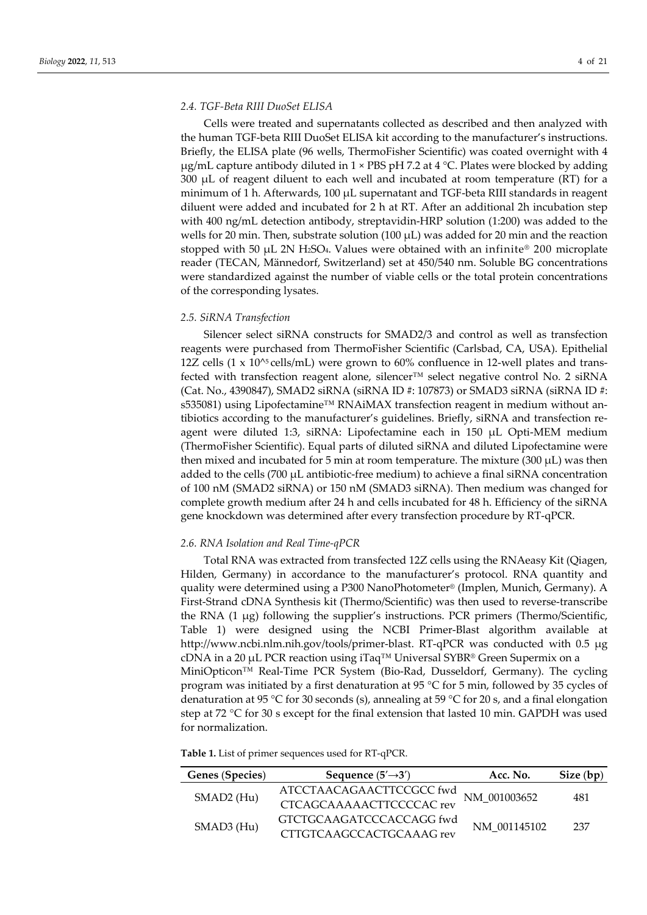### 2.4. TGF-Beta RIII DuoSet ELISA

Cells were treated and supernatants collected as described and then analyzed with the human TGF-beta RIII DuoSet ELISA kit according to the manufacturer's instructions. Briefly, the ELISA plate (96 wells, ThermoFisher Scientific) was coated overnight with 4 μg/mL capture antibody diluted in 1 × PBS pH 7.2 at 4 °C. Plates were blocked by adding 300 μL of reagent diluent to each well and incubated at room temperature (RT) for a minimum of 1 h. Afterwards, 100 μL supernatant and TGF-beta RIII standards in reagent diluent were added and incubated for 2 h at RT. After an additional 2h incubation step with 400 ng/mL detection antibody, streptavidin-HRP solution (1:200) was added to the wells for 20 min. Then, substrate solution (100 μL) was added for 20 min and the reaction stopped with 50 μL 2N $H_2SO_4$. Values were obtained with an infinite® 200 microplate reader (TECAN, Männedorf, Switzerland) set at 450/540 nm. Soluble BG concentrations were standardized against the number of viable cells or the total protein concentrations of the corresponding lysates.

### 2.5. SiRNA Transfection

Silencer select siRNA constructs for SMAD2/3 and control as well as transfection reagents were purchased from ThermoFisher Scientific (Carlsbad, CA, USA). Epithelial 12Z cells (1 x $10^5$ cells/mL) were grown to 60% confluence in 12-well plates and transfected with transfection reagent alone, silencer™ select negative control No. 2 siRNA (Cat. No., 4390847), SMAD2 siRNA (siRNA ID #: 107873) or SMAD3 siRNA (siRNA ID #: s535081) using Lipofectamine™ RNAiMAX transfection reagent in medium without antibiotics according to the manufacturer's guidelines. Briefly, siRNA and transfection reagent were diluted 1:3, siRNA: Lipofectamine each in 150 μL Opti-MEM medium (ThermoFisher Scientific). Equal parts of diluted siRNA and diluted Lipofectamine were then mixed and incubated for 5 min at room temperature. The mixture (300 μL) was then added to the cells (700 μL antibiotic-free medium) to achieve a final siRNA concentration of 100 nM (SMAD2 siRNA) or 150 nM (SMAD3 siRNA). Then medium was changed for complete growth medium after 24 h and cells incubated for 48 h. Efficiency of the siRNA gene knockdown was determined after every transfection procedure by RT-qPCR.

### 2.6. RNA Isolation and Real Time-qPCR

Total RNA was extracted from transfected 12Z cells using the RNAeasy Kit (Qiagen, Hilden, Germany) in accordance to the manufacturer's protocol. RNA quantity and quality were determined using a P300 NanoPhotometer® (Implen, Munich, Germany). A First-Strand cDNA Synthesis kit (Thermo/Scientific) was then used to reverse-transcribe the RNA (1 μg) following the supplier's instructions. PCR primers (Thermo/Scientific, Table 1) were designed using the NCBI Primer-Blast algorithm available at http://www.ncbi.nlm.nih.gov/tools/primer-blast. RT-qPCR was conducted with 0.5 μg cDNA in a 20 μL PCR reaction using iTaq™ Universal SYBR® Green Supermix on a MiniOpticon™ Real-Time PCR System (Bio-Rad, Dusseldorf, Germany). The cycling program was initiated by a first denaturation at 95 °C for 5 min, followed by 35 cycles of denaturation at 95 °C for 30 seconds (s), annealing at 59 °C for 20 s, and a final elongation step at 72 °C for 30 s except for the final extension that lasted 10 min. GAPDH was used for normalization.

**Table 1.** List of primer sequences used for RT-qPCR.

| Genes (Species) | Sequence (5′→3′) | Acc. No. | Size (bp) |
|---|---|---|---|
| SMAD2 (Hu) | ATCCTAACAGAACTTCCGCC fwd<br>CTCAGCAAAAACTTCCCCAC rev | NM_001003652 | 481 |
| SMAD3 (Hu) | GTCTGCAAGATCCCACCAGG fwd<br>CTTGTCAAGCCACTGCAAAG rev | NM_001145102 | 237 |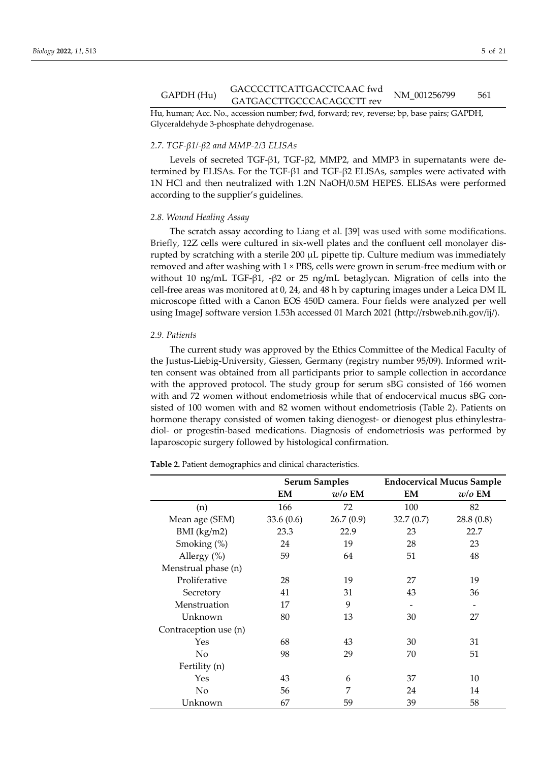| GAPDH (Hu) | GACCCCTTCATTGACCTCAAC fwd<br>GATGACCTTGCCCACAGCCTT rev | NM_001256799 | 561 |
|---|---|---|---|

Hu, human; Acc. No., accession number; fwd, forward; rev, reverse; bp, base pairs; GAPDH, Glyceraldehyde 3-phosphate dehydrogenase.

### 2.7. TGF-β1/-β2 and MMP-2/3 ELISAs

Levels of secreted TGF-β1, TGF-β2, MMP2, and MMP3 in supernatants were determined by ELISAs. For the TGF-β1 and TGF-β2 ELISAs, samples were activated with 1N HCl and then neutralized with 1.2N NaOH/0.5M HEPES. ELISAs were performed according to the supplier's guidelines.

### 2.8. Wound Healing Assay

The scratch assay according to Liang et al. [39] was used with some modifications. Briefly, 12Z cells were cultured in six-well plates and the confluent cell monolayer disrupted by scratching with a sterile 200 μL pipette tip. Culture medium was immediately removed and after washing with 1 × PBS, cells were grown in serum-free medium with or without 10 ng/mL TGF-β1, -β2 or 25 ng/mL betaglycan. Migration of cells into the cell-free areas was monitored at 0, 24, and 48 h by capturing images under a Leica DM IL microscope fitted with a Canon EOS 450D camera. Four fields were analyzed per well using ImageJ software version 1.53h accessed 01 March 2021 (http://rsbweb.nih.gov/ij/).

### 2.9. Patients

The current study was approved by the Ethics Committee of the Medical Faculty of the Justus-Liebig-University, Giessen, Germany (registry number 95/09). Informed written consent was obtained from all participants prior to sample collection in accordance with the approved protocol. The study group for serum sBG consisted of 166 women with and 72 women without endometriosis while that of endocervical mucus sBG consisted of 100 women with and 82 women without endometriosis (Table 2). Patients on hormone therapy consisted of women taking dienogest- or dienogest plus ethinylestradiol- or progestin-based medications. Diagnosis of endometriosis was performed by laparoscopic surgery followed by histological confirmation.

**Table 2.** Patient demographics and clinical characteristics.

| | **Serum Samples** | | **Endocervical Mucus Sample** | |
|---|---|---|---|---|
| | **EM** | ***w/o* EM** | **EM** | ***w/o* EM** |
| (n) | 166 | 72 | 100 | 82 |
| Mean age (SEM) | 33.6 (0.6) | 26.7 (0.9) | 32.7 (0.7) | 28.8 (0.8) |
| BMI (kg/m2) | 23.3 | 22.9 | 23 | 22.7 |
| Smoking (%) | 24 | 19 | 28 | 23 |
| Allergy (%) | 59 | 64 | 51 | 48 |
| Menstrual phase (n) | | | | |
| Proliferative | 28 | 19 | 27 | 19 |
| Secretory | 41 | 31 | 43 | 36 |
| Menstruation | 17 | 9 | - | - |
| Unknown | 80 | 13 | 30 | 27 |
| Contraception use (n) | | | | |
| Yes | 68 | 43 | 30 | 31 |
| No | 98 | 29 | 70 | 51 |
| Fertility (n) | | | | |
| Yes | 43 | 6 | 37 | 10 |
| No | 56 | 7 | 24 | 14 |
| Unknown | 67 | 59 | 39 | 58 |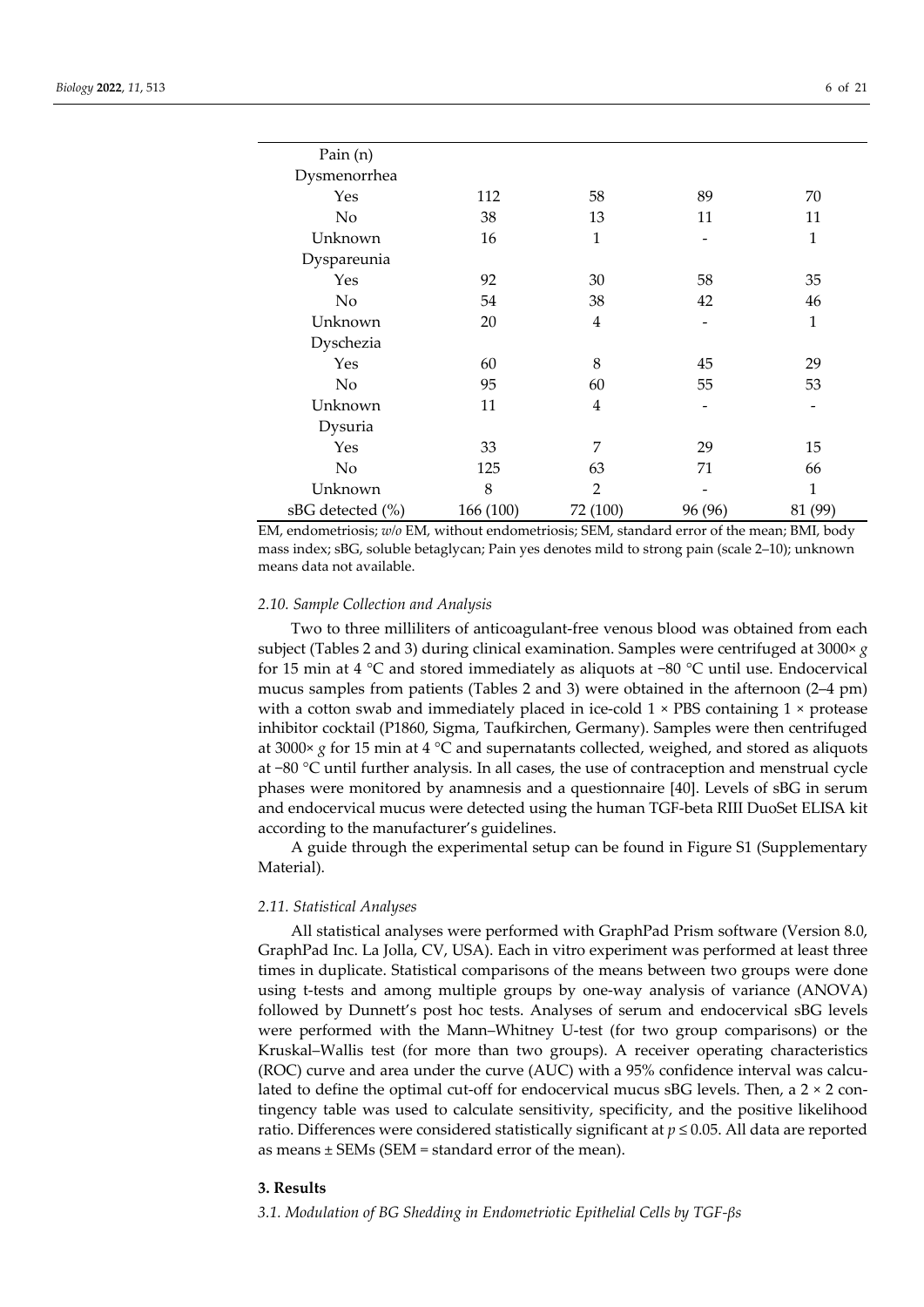| | | | | |
|---|---|---|---|---|
| Pain (n) | | | | |
| Dysmenorrhea | | | | |
| Yes | 112 | 58 | 89 | 70 |
| No | 38 | 13 | 11 | 11 |
| Unknown | 16 | 1 | - | 1 |
| Dyspareunia | | | | |
| Yes | 92 | 30 | 58 | 35 |
| No | 54 | 38 | 42 | 46 |
| Unknown | 20 | 4 | - | 1 |
| Dyschezia | | | | |
| Yes | 60 | 8 | 45 | 29 |
| No | 95 | 60 | 55 | 53 |
| Unknown | 11 | 4 | - | - |
| Dysuria | | | | |
| Yes | 33 | 7 | 29 | 15 |
| No | 125 | 63 | 71 | 66 |
| Unknown | 8 | 2 | - | 1 |
| sBG detected (%) | 166 (100) | 72 (100) | 96 (96) | 81 (99) |

EM, endometriosis; *w/o* EM, without endometriosis; SEM, standard error of the mean; BMI, body mass index; sBG, soluble betaglycan; Pain yes denotes mild to strong pain (scale 2–10); unknown means data not available.

### *2.10. Sample Collection and Analysis*

Two to three milliliters of anticoagulant-free venous blood was obtained from each subject (Tables 2 and 3) during clinical examination. Samples were centrifuged at 3000× *g* for 15 min at 4 °C and stored immediately as aliquots at −80 °C until use. Endocervical mucus samples from patients (Tables 2 and 3) were obtained in the afternoon (2–4 pm) with a cotton swab and immediately placed in ice-cold 1 × PBS containing 1 × protease inhibitor cocktail (P1860, Sigma, Taufkirchen, Germany). Samples were then centrifuged at 3000× *g* for 15 min at 4 °C and supernatants collected, weighed, and stored as aliquots at −80 °C until further analysis. In all cases, the use of contraception and menstrual cycle phases were monitored by anamnesis and a questionnaire [40]. Levels of sBG in serum and endocervical mucus were detected using the human TGF-beta RIII DuoSet ELISA kit according to the manufacturer's guidelines.

A guide through the experimental setup can be found in Figure S1 (Supplementary Material).

### *2.11. Statistical Analyses*

All statistical analyses were performed with GraphPad Prism software (Version 8.0, GraphPad Inc. La Jolla, CV, USA). Each in vitro experiment was performed at least three times in duplicate. Statistical comparisons of the means between two groups were done using t-tests and among multiple groups by one-way analysis of variance (ANOVA) followed by Dunnett's post hoc tests. Analyses of serum and endocervical sBG levels were performed with the Mann–Whitney U-test (for two group comparisons) or the Kruskal–Wallis test (for more than two groups). A receiver operating characteristics (ROC) curve and area under the curve (AUC) with a 95% confidence interval was calculated to define the optimal cut-off for endocervical mucus sBG levels. Then, a 2 × 2 contingency table was used to calculate sensitivity, specificity, and the positive likelihood ratio. Differences were considered statistically significant at $p \leq 0.05$. All data are reported as means ± SEMs (SEM = standard error of the mean).

## 3. Results

### *3.1. Modulation of BG Shedding in Endometriotic Epithelial Cells by TGF-βs*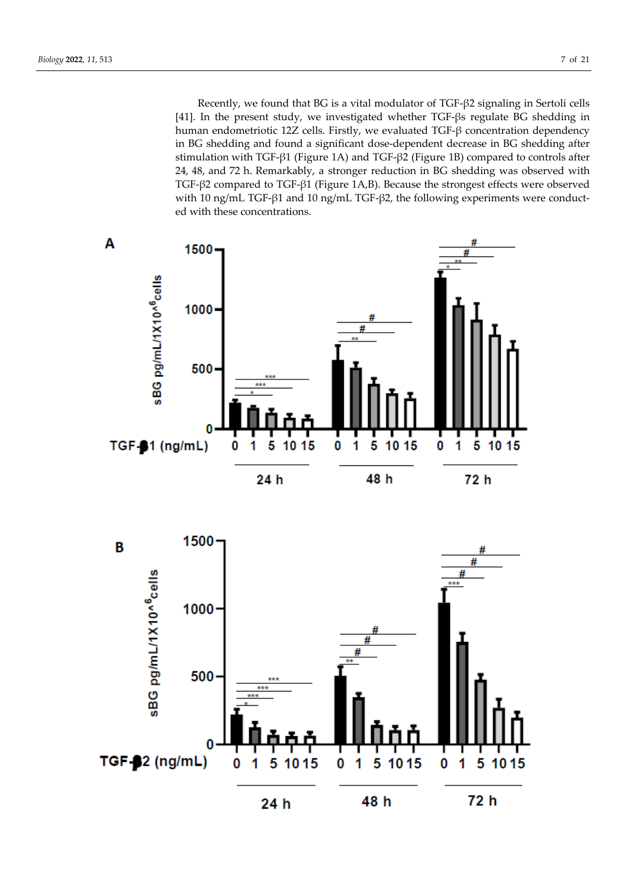Recently, we found that BG is a vital modulator of TGF-β2 signaling in Sertoli cells [41]. In the present study, we investigated whether TGF-βs regulate BG shedding in human endometriotic 12Z cells. Firstly, we evaluated TGF-β concentration dependency in BG shedding and found a significant dose-dependent decrease in BG shedding after stimulation with TGF-β1 (Figure 1A) and TGF-β2 (Figure 1B) compared to controls after 24, 48, and 72 h. Remarkably, a stronger reduction in BG shedding was observed with TGF-β2 compared to TGF-β1 (Figure 1A,B). Because the strongest effects were observed with 10 ng/mL TGF-β1 and 10 ng/mL TGF-β2, the following experiments were conducted with these concentrations.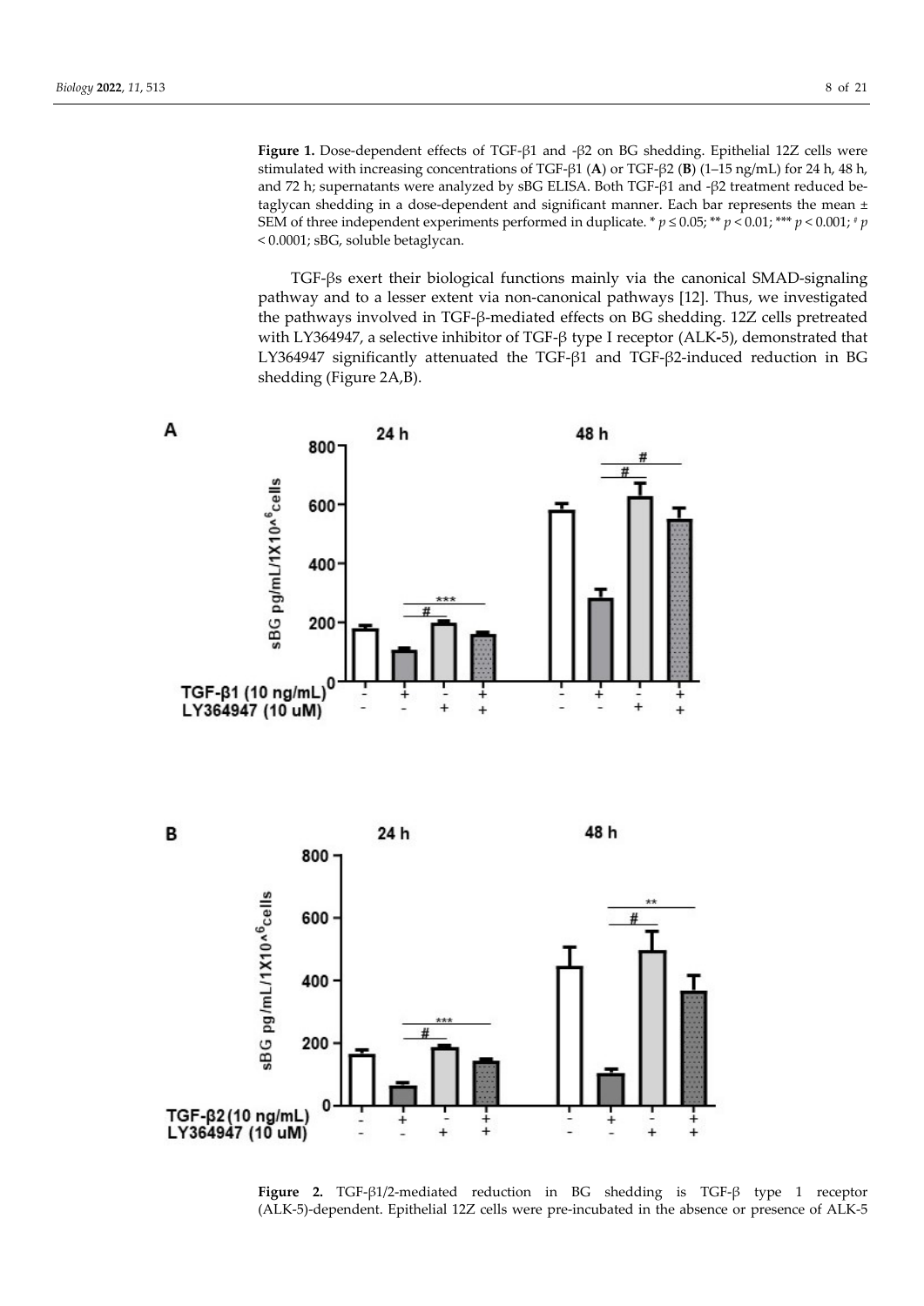**Figure 1.** Dose-dependent effects of TGF-β1 and -β2 on BG shedding. Epithelial 12Z cells were stimulated with increasing concentrations of TGF-β1 (**A**) or TGF-β2 (**B**) (1–15 ng/mL) for 24 h, 48 h, and 72 h; supernatants were analyzed by sBG ELISA. Both TGF-β1 and -β2 treatment reduced betaglycan shedding in a dose-dependent and significant manner. Each bar represents the mean ± SEM of three independent experiments performed in duplicate. * $p \leq 0.05$; ** $p < 0.01$; *** $p < 0.001$; # $p < 0.0001$; sBG, soluble betaglycan.

TGF-βs exert their biological functions mainly via the canonical SMAD-signaling pathway and to a lesser extent via non-canonical pathways [12]. Thus, we investigated the pathways involved in TGF-β-mediated effects on BG shedding. 12Z cells pretreated with LY364947, a selective inhibitor of TGF-β type I receptor (ALK-5), demonstrated that LY364947 significantly attenuated the TGF-β1 and TGF-β2-induced reduction in BG shedding (Figure 2A,B).

**Figure 2.** TGF-β1/2-mediated reduction in BG shedding is TGF-β type 1 receptor (ALK-5)-dependent. Epithelial 12Z cells were pre-incubated in the absence or presence of ALK-5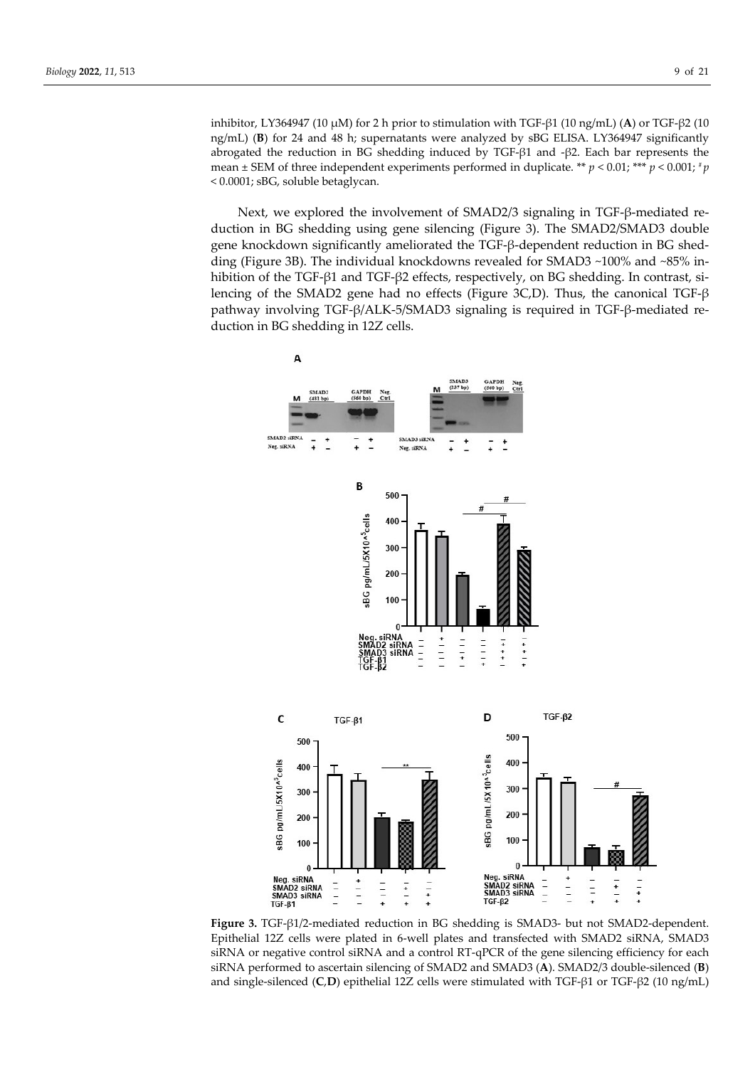inhibitor, LY364947 (10 μM) for 2 h prior to stimulation with TGF-β1 (10 ng/mL) (**A**) or TGF-β2 (10 ng/mL) (**B**) for 24 and 48 h; supernatants were analyzed by sBG ELISA. LY364947 significantly abrogated the reduction in BG shedding induced by TGF-β1 and -β2. Each bar represents the mean ± SEM of three independent experiments performed in duplicate. ** $p < 0.01$; *** $p < 0.001$; # $p < 0.0001$; sBG, soluble betaglycan.

Next, we explored the involvement of SMAD2/3 signaling in TGF-β-mediated reduction in BG shedding using gene silencing (Figure 3). The SMAD2/SMAD3 double gene knockdown significantly ameliorated the TGF-β-dependent reduction in BG shedding (Figure 3B). The individual knockdowns revealed for SMAD3 ~100% and ~85% inhibition of the TGF-β1 and TGF-β2 effects, respectively, on BG shedding. In contrast, silencing of the SMAD2 gene had no effects (Figure 3C,D). Thus, the canonical TGF-β pathway involving TGF-β/ALK-5/SMAD3 signaling is required in TGF-β-mediated reduction in BG shedding in 12Z cells.

**Figure 3.** TGF-β1/2-mediated reduction in BG shedding is SMAD3- but not SMAD2-dependent. Epithelial 12Z cells were plated in 6-well plates and transfected with SMAD2 siRNA, SMAD3 siRNA or negative control siRNA and a control RT-qPCR of the gene silencing efficiency for each siRNA performed to ascertain silencing of SMAD2 and SMAD3 (**A**). SMAD2/3 double-silenced (**B**) and single-silenced (**C**,**D**) epithelial 12Z cells were stimulated with TGF-β1 or TGF-β2 (10 ng/mL)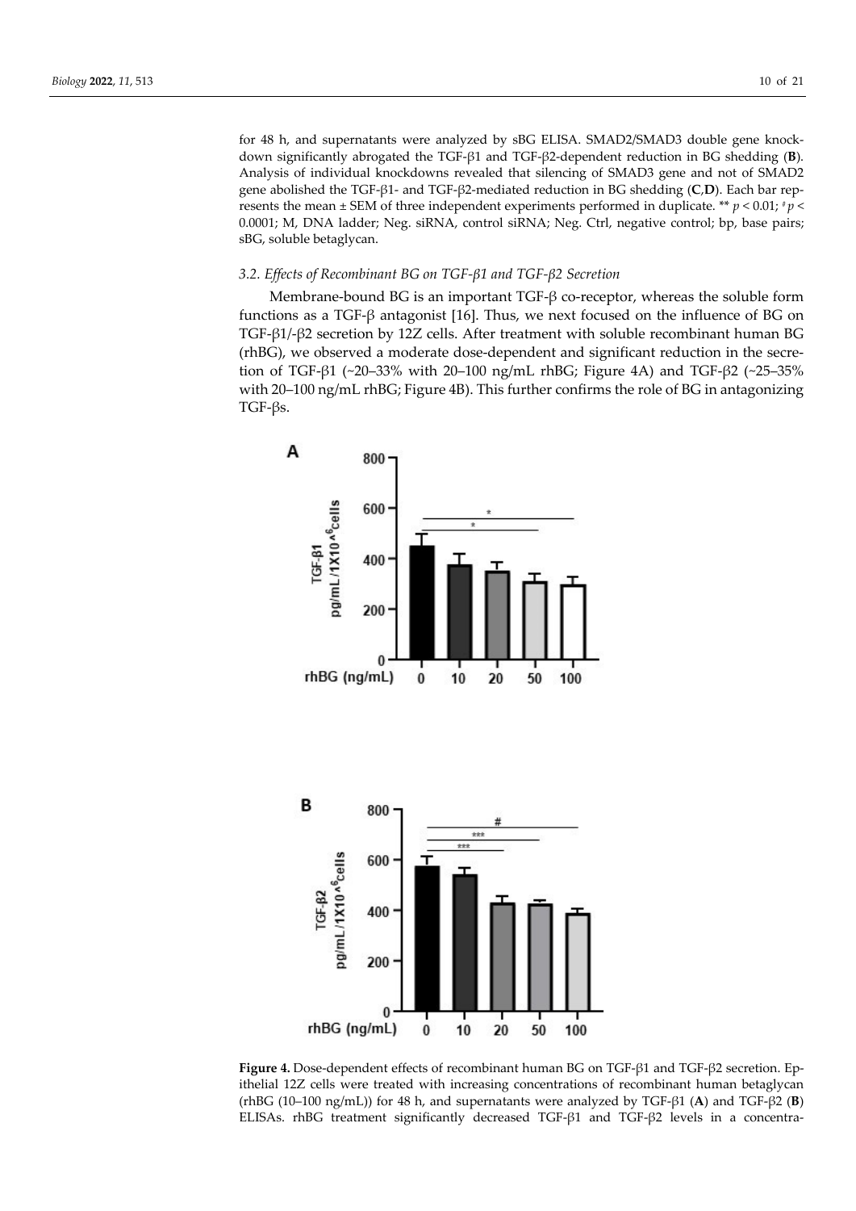for 48 h, and supernatants were analyzed by sBG ELISA. SMAD2/SMAD3 double gene knockdown significantly abrogated the TGF-β1 and TGF-β2-dependent reduction in BG shedding (**B**). Analysis of individual knockdowns revealed that silencing of SMAD3 gene and not of SMAD2 gene abolished the TGF-β1- and TGF-β2-mediated reduction in BG shedding (**C**,**D**). Each bar represents the mean ± SEM of three independent experiments performed in duplicate. ** $p < 0.01$; # $p < 0.0001$; M, DNA ladder; Neg. siRNA, control siRNA; Neg. Ctrl, negative control; bp, base pairs; sBG, soluble betaglycan.

### 3.2. Effects of Recombinant BG on TGF-β1 and TGF-β2 Secretion

Membrane-bound BG is an important TGF-β co-receptor, whereas the soluble form functions as a TGF-β antagonist [16]. Thus, we next focused on the influence of BG on TGF-β1/-β2 secretion by 12Z cells. After treatment with soluble recombinant human BG (rhBG), we observed a moderate dose-dependent and significant reduction in the secretion of TGF-β1 (~20–33% with 20–100 ng/mL rhBG; Figure 4A) and TGF-β2 (~25–35% with 20–100 ng/mL rhBG; Figure 4B). This further confirms the role of BG in antagonizing TGF-βs.

**Figure 4.** Dose-dependent effects of recombinant human BG on TGF-β1 and TGF-β2 secretion. Epithelial 12Z cells were treated with increasing concentrations of recombinant human betaglycan (rhBG (10–100 ng/mL)) for 48 h, and supernatants were analyzed by TGF-β1 (**A**) and TGF-β2 (**B**) ELISAs. rhBG treatment significantly decreased TGF-β1 and TGF-β2 levels in a concentra-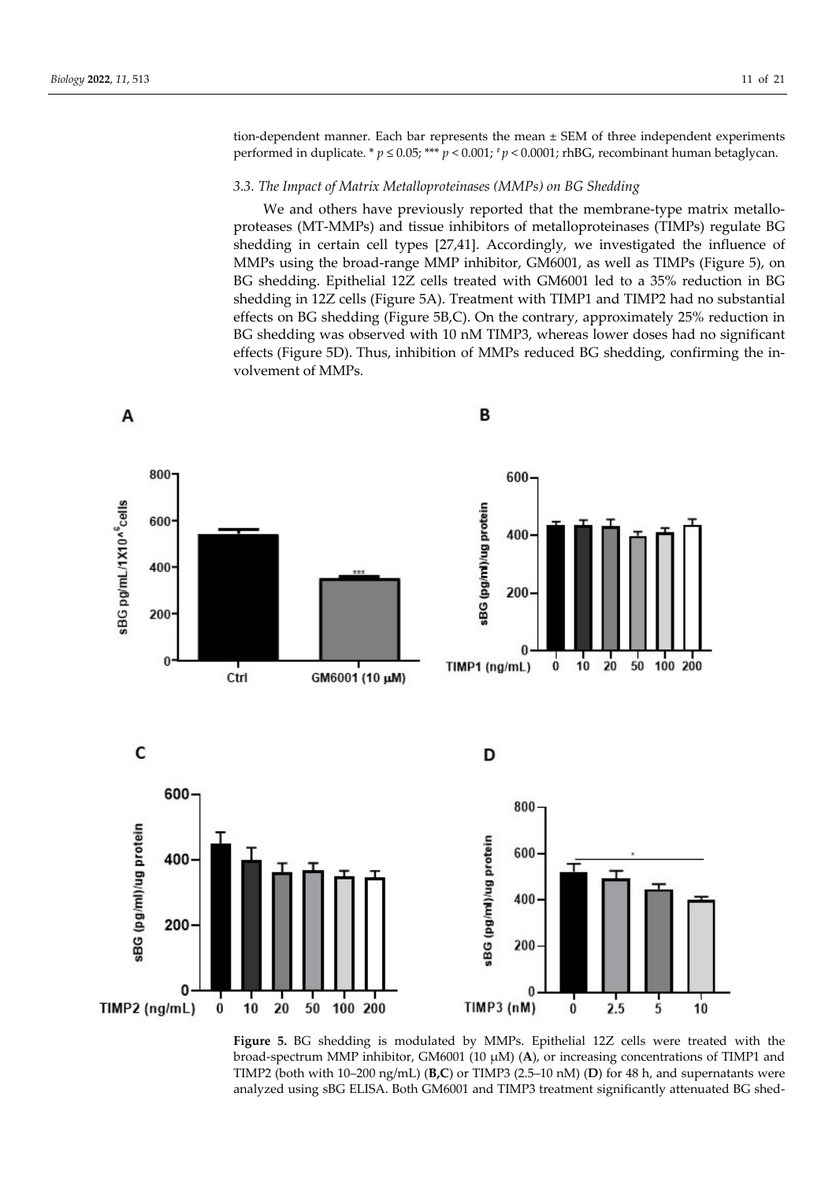tion-dependent manner. Each bar represents the mean ± SEM of three independent experiments performed in duplicate. * $p \leq 0.05$; *** $p < 0.001$; # $p < 0.0001$; rhBG, recombinant human betaglycan.

### 3.3. The Impact of Matrix Metalloproteinases (MMPs) on BG Shedding

We and others have previously reported that the membrane-type matrix metalloproteases (MT-MMPs) and tissue inhibitors of metalloproteinases (TIMPs) regulate BG shedding in certain cell types [27,41]. Accordingly, we investigated the influence of MMPs using the broad-range MMP inhibitor, GM6001, as well as TIMPs (Figure 5), on BG shedding. Epithelial 12Z cells treated with GM6001 led to a 35% reduction in BG shedding in 12Z cells (Figure 5A). Treatment with TIMP1 and TIMP2 had no substantial effects on BG shedding (Figure 5B,C). On the contrary, approximately 25% reduction in BG shedding was observed with 10 nM TIMP3, whereas lower doses had no significant effects (Figure 5D). Thus, inhibition of MMPs reduced BG shedding, confirming the involvement of MMPs.

**Figure 5.** BG shedding is modulated by MMPs. Epithelial 12Z cells were treated with the broad-spectrum MMP inhibitor, GM6001 (10 μM) (**A**), or increasing concentrations of TIMP1 and TIMP2 (both with 10–200 ng/mL) (**B**,**C**) or TIMP3 (2.5–10 nM) (**D**) for 48 h, and supernatants were analyzed using sBG ELISA. Both GM6001 and TIMP3 treatment significantly attenuated BG shed-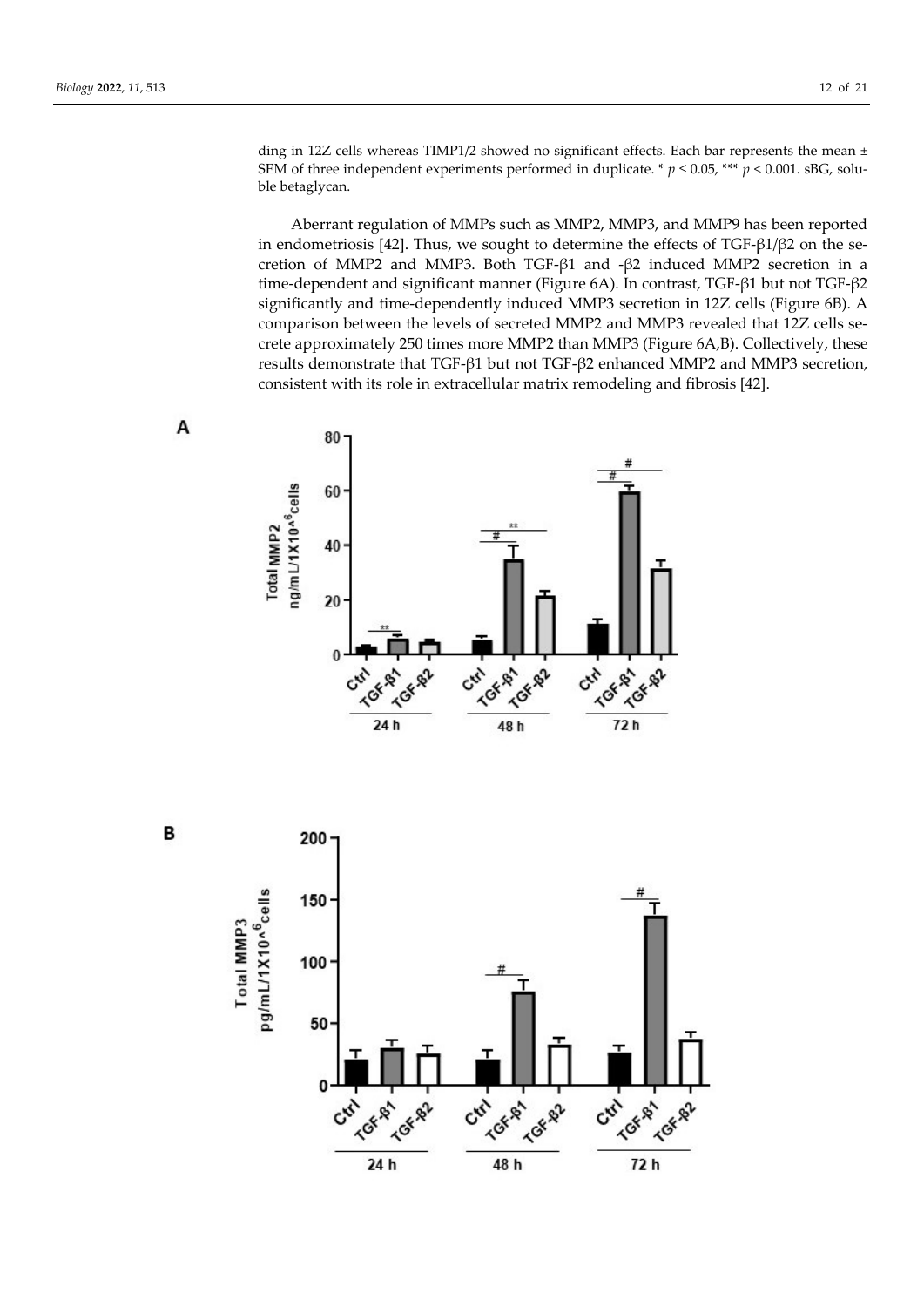ding in 12Z cells whereas TIMP1/2 showed no significant effects. Each bar represents the mean ± SEM of three independent experiments performed in duplicate. * $p \leq 0.05$, *** $p < 0.001$. sBG, soluble betaglycan.

Aberrant regulation of MMPs such as MMP2, MMP3, and MMP9 has been reported in endometriosis [42]. Thus, we sought to determine the effects of TGF-β1/β2 on the secretion of MMP2 and MMP3. Both TGF-β1 and -β2 induced MMP2 secretion in a time-dependent and significant manner (Figure 6A). In contrast, TGF-β1 but not TGF-β2 significantly and time-dependently induced MMP3 secretion in 12Z cells (Figure 6B). A comparison between the levels of secreted MMP2 and MMP3 revealed that 12Z cells secrete approximately 250 times more MMP2 than MMP3 (Figure 6A,B). Collectively, these results demonstrate that TGF-β1 but not TGF-β2 enhanced MMP2 and MMP3 secretion, consistent with its role in extracellular matrix remodeling and fibrosis [42].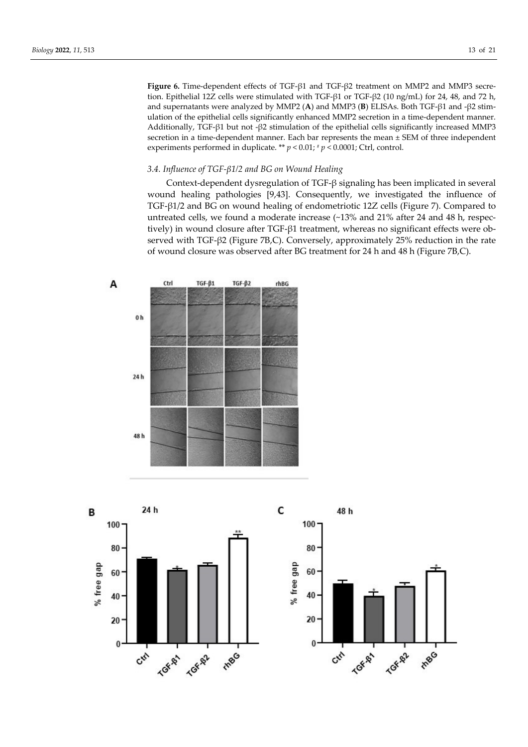**Figure 6.** Time-dependent effects of TGF-β1 and TGF-β2 treatment on MMP2 and MMP3 secretion. Epithelial 12Z cells were stimulated with TGF-β1 or TGF-β2 (10 ng/mL) for 24, 48, and 72 h, and supernatants were analyzed by MMP2 (**A**) and MMP3 (**B**) ELISAs. Both TGF-β1 and -β2 stimulation of the epithelial cells significantly enhanced MMP2 secretion in a time-dependent manner. Additionally, TGF-β1 but not -β2 stimulation of the epithelial cells significantly increased MMP3 secretion in a time-dependent manner. Each bar represents the mean ± SEM of three independent experiments performed in duplicate. ** $p < 0.01$; # $p < 0.0001$; Ctrl, control.

### *3.4. Influence of TGF-β1/2 and BG on Wound Healing*

Context-dependent dysregulation of TGF-β signaling has been implicated in several wound healing pathologies [9,43]. Consequently, we investigated the influence of TGF-β1/2 and BG on wound healing of endometriotic 12Z cells (Figure 7). Compared to untreated cells, we found a moderate increase (~13% and 21% after 24 and 48 h, respectively) in wound closure after TGF-β1 treatment, whereas no significant effects were observed with TGF-β2 (Figure 7B,C). Conversely, approximately 25% reduction in the rate of wound closure was observed after BG treatment for 24 h and 48 h (Figure 7B,C).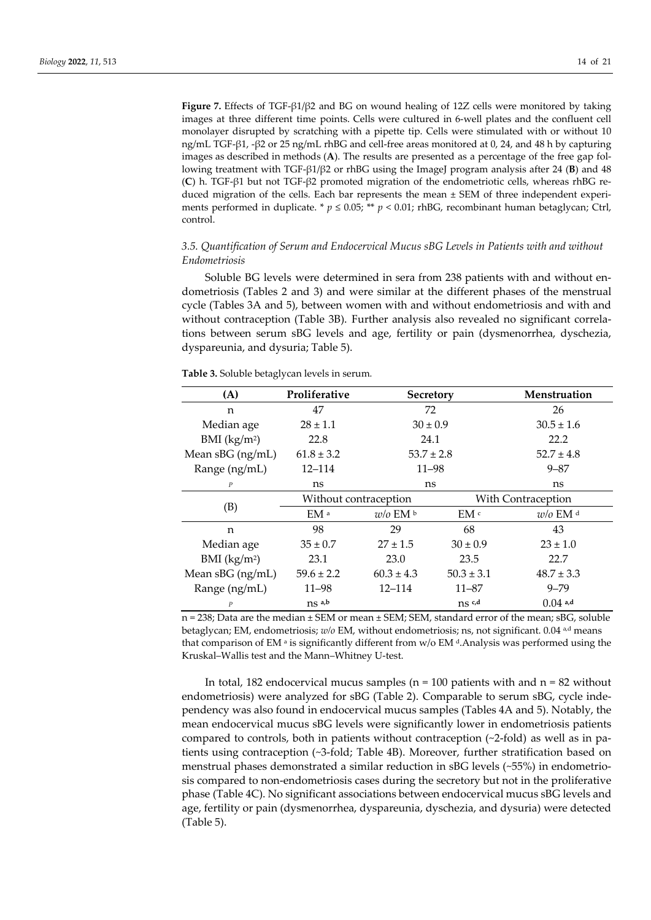**Figure 7.** Effects of TGF-β1/β2 and BG on wound healing of 12Z cells were monitored by taking images at three different time points. Cells were cultured in 6-well plates and the confluent cell monolayer disrupted by scratching with a pipette tip. Cells were stimulated with or without 10 ng/mL TGF-β1, -β2 or 25 ng/mL rhBG and cell-free areas monitored at 0, 24, and 48 h by capturing images as described in methods (**A**). The results are presented as a percentage of the free gap following treatment with TGF-β1/β2 or rhBG using the ImageJ program analysis after 24 (**B**) and 48 (**C**) h. TGF-β1 but not TGF-β2 promoted migration of the endometriotic cells, whereas rhBG reduced migration of the cells. Each bar represents the mean ± SEM of three independent experiments performed in duplicate. * $p \leq 0.05$; ** $p < 0.01$; rhBG, recombinant human betaglycan; Ctrl, control.

### 3.5. Quantification of Serum and Endocervical Mucus sBG Levels in Patients with and without Endometriosis

Soluble BG levels were determined in sera from 238 patients with and without endometriosis (Tables 2 and 3) and were similar at the different phases of the menstrual cycle (Tables 3A and 5), between women with and without endometriosis and with and without contraception (Table 3B). Further analysis also revealed no significant correlations between serum sBG levels and age, fertility or pain (dysmenorrhea, dyschezia, dyspareunia, and dysuria; Table 5).

**Table 3.** Soluble betaglycan levels in serum.

| (A) | Proliferative | Secretory | | Menstruation |
|---|---|---|---|---|
| n | 47 | 72 | | 26 |
| Median age | 28 ± 1.1 | 30 ± 0.9 | | 30.5 ± 1.6 |
| BMI (kg/m$^2$) | 22.8 | 24.1 | | 22.2 |
| Mean sBG (ng/mL) | 61.8 ± 3.2 | 53.7 ± 2.8 | | 52.7 ± 4.8 |
| Range (ng/mL) | 12–114 | 11–98 | | 9–87 |
| *P* | ns | ns | | ns |
| **(B)** | Without contraception | | With Contraception | |
| | EM [a] | *w/o* EM [b] | EM [c] | *w/o* EM [d] |
| n | 98 | 29 | 68 | 43 |
| Median age | 35 ± 0.7 | 27 ± 1.5 | 30 ± 0.9 | 23 ± 1.0 |
| BMI (kg/m$^2$) | 23.1 | 23.0 | 23.5 | 22.7 |
| Mean sBG (ng/mL) | 59.6 ± 2.2 | 60.3 ± 4.3 | 50.3 ± 3.1 | 48.7 ± 3.3 |
| Range (ng/mL) | 11–98 | 12–114 | 11–87 | 9–79 |
| *P* | ns [a,b] | | ns [c,d] | 0.04 [a,d] |

n = 238; Data are the median ± SEM or mean ± SEM; SEM, standard error of the mean; sBG, soluble betaglycan; EM, endometriosis; *w/o* EM, without endometriosis; ns, not significant. 0.04 [a,d] means that comparison of EM [a] is significantly different from w/o EM [d]. Analysis was performed using the Kruskal–Wallis test and the Mann–Whitney U-test.

In total, 182 endocervical mucus samples (n = 100 patients with and n = 82 without endometriosis) were analyzed for sBG (Table 2). Comparable to serum sBG, cycle independency was also found in endocervical mucus samples (Tables 4A and 5). Notably, the mean endocervical mucus sBG levels were significantly lower in endometriosis patients compared to controls, both in patients without contraception (~2-fold) as well as in patients using contraception (~3-fold; Table 4B). Moreover, further stratification based on menstrual phases demonstrated a similar reduction in sBG levels (~55%) in endometriosis compared to non-endometriosis cases during the secretory but not in the proliferative phase (Table 4C). No significant associations between endocervical mucus sBG levels and age, fertility or pain (dysmenorrhea, dyspareunia, dyschezia, and dysuria) were detected (Table 5).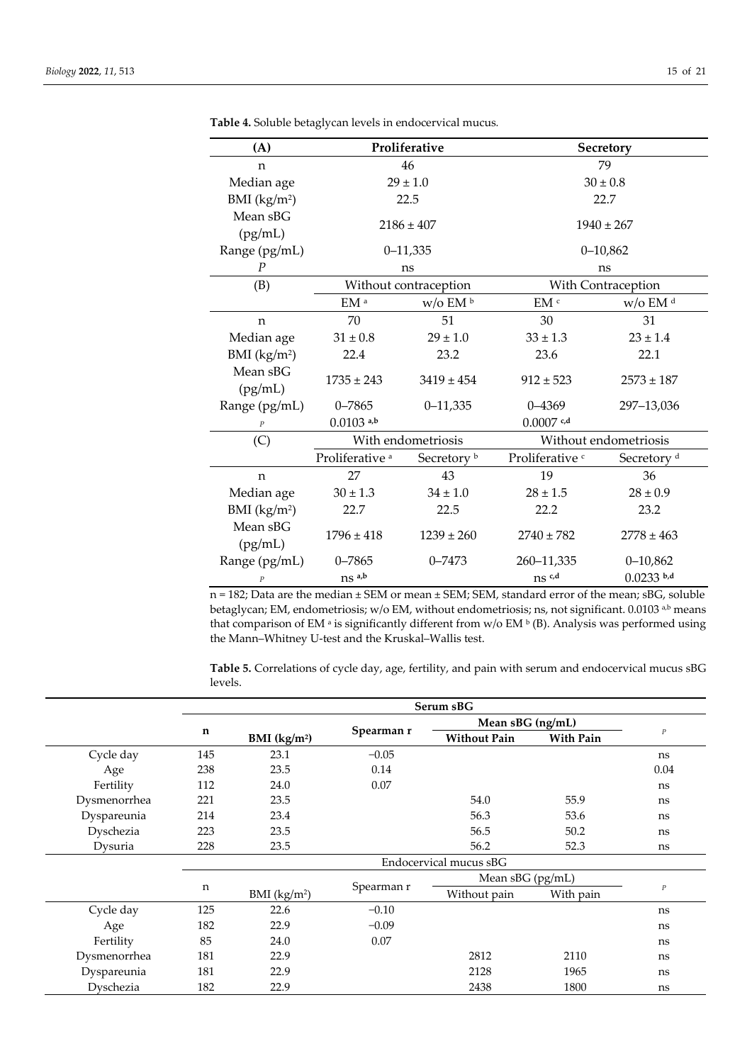**Table 4.** Soluble betaglycan levels in endocervical mucus.

| (A) | Proliferative | | Secretory | |
|---|---|---|---|---|
| n | 46 | | 79 | |
| Median age | 29 ± 1.0 | | 30 ± 0.8 | |
| BMI (kg/m²) | 22.5 | | 22.7 | |
| Mean sBG (pg/mL) | 2186 ± 407 | | 1940 ± 267 | |
| Range (pg/mL) | 0–11,335 | | 0–10,862 | |
| *P* | ns | | ns | |
| (B) | Without contraception | | With Contraception | |
| | EM [a] | w/o EM [b] | EM [c] | w/o EM [d] |
| n | 70 | 51 | 30 | 31 |
| Median age | 31 ± 0.8 | 29 ± 1.0 | 33 ± 1.3 | 23 ± 1.4 |
| BMI (kg/m²) | 22.4 | 23.2 | 23.6 | 22.1 |
| Mean sBG (pg/mL) | 1735 ± 243 | 3419 ± 454 | 912 ± 523 | 2573 ± 187 |
| Range (pg/mL) | 0–7865 | 0–11,335 | 0–4369 | 297–13,036 |
| *P* | 0.0103 [a,b] | | 0.0007 [c,d] | |
| (C) | With endometriosis | | Without endometriosis | |
| | Proliferative [a] | Secretory [b] | Proliferative [c] | Secretory [d] |
| n | 27 | 43 | 19 | 36 |
| Median age | 30 ± 1.3 | 34 ± 1.0 | 28 ± 1.5 | 28 ± 0.9 |
| BMI (kg/m²) | 22.7 | 22.5 | 22.2 | 23.2 |
| Mean sBG (pg/mL) | 1796 ± 418 | 1239 ± 260 | 2740 ± 782 | 2778 ± 463 |
| Range (pg/mL) | 0–7865 | 0–7473 | 260–11,335 | 0–10,862 |
| *P* | ns [a,b] | | ns [c,d] | 0.0233 [b,d] |

n = 182; Data are the median ± SEM or mean ± SEM; SEM, standard error of the mean; sBG, soluble betaglycan; EM, endometriosis; w/o EM, without endometriosis; ns, not significant. 0.0103 [a,b] means that comparison of EM [a] is significantly different from w/o EM [b] (B). Analysis was performed using the Mann–Whitney U-test and the Kruskal–Wallis test.

**Table 5.** Correlations of cycle day, age, fertility, and pain with serum and endocervical mucus sBG levels.

| | Serum sBG | | | | | |
|---|---|---|---|---|---|---|
| | **n** | **BMI (kg/m²)** | **Spearman r** | **Mean sBG (ng/mL)** | | *P* |
| | | | | **Without Pain** | **With Pain** | |
| Cycle day | 145 | 23.1 | −0.05 | | | ns |
| Age | 238 | 23.5 | 0.14 | | | 0.04 |
| Fertility | 112 | 24.0 | 0.07 | | | ns |
| Dysmenorrhea | 221 | 23.5 | | 54.0 | 55.9 | ns |
| Dyspareunia | 214 | 23.4 | | 56.3 | 53.6 | ns |
| Dyschezia | 223 | 23.5 | | 56.5 | 50.2 | ns |
| Dysuria | 228 | 23.5 | | 56.2 | 52.3 | ns |
| | Endocervical mucus sBG | | | | | |
| | n | BMI (kg/m²) | Spearman r | Mean sBG (pg/mL) | | *P* |
| | | | | Without pain | With pain | |
| Cycle day | 125 | 22.6 | −0.10 | | | ns |
| Age | 182 | 22.9 | −0.09 | | | ns |
| Fertility | 85 | 24.0 | 0.07 | | | ns |
| Dysmenorrhea | 181 | 22.9 | | 2812 | 2110 | ns |
| Dyspareunia | 181 | 22.9 | | 2128 | 1965 | ns |
| Dyschezia | 182 | 22.9 | | 2438 | 1800 | ns |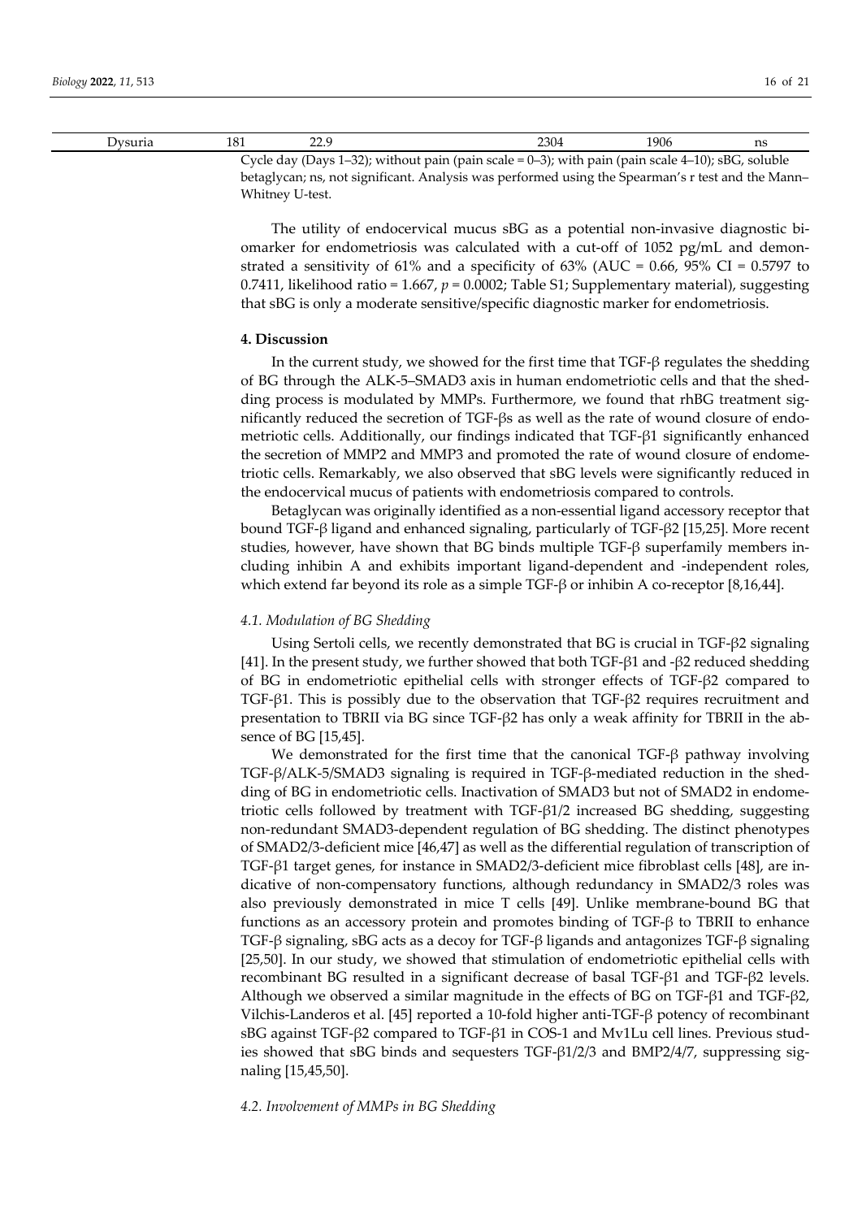| Dysuria | 181 | 22.9 | 2304 | 1906 | ns |
|---|---|---|---|---|---|

Cycle day (Days 1–32); without pain (pain scale = 0–3); with pain (pain scale 4–10); sBG, soluble betaglycan; ns, not significant. Analysis was performed using the Spearman's r test and the Mann–Whitney U-test.

The utility of endocervical mucus sBG as a potential non-invasive diagnostic biomarker for endometriosis was calculated with a cut-off of 1052 pg/mL and demonstrated a sensitivity of 61% and a specificity of 63% (AUC = 0.66, 95% CI = 0.5797 to 0.7411, likelihood ratio = 1.667, $p = 0.0002$; Table S1; Supplementary material), suggesting that sBG is only a moderate sensitive/specific diagnostic marker for endometriosis.

## 4. Discussion

In the current study, we showed for the first time that TGF-β regulates the shedding of BG through the ALK-5–SMAD3 axis in human endometriotic cells and that the shedding process is modulated by MMPs. Furthermore, we found that rhBG treatment significantly reduced the secretion of TGF-βs as well as the rate of wound closure of endometriotic cells. Additionally, our findings indicated that TGF-β1 significantly enhanced the secretion of MMP2 and MMP3 and promoted the rate of wound closure of endometriotic cells. Remarkably, we also observed that sBG levels were significantly reduced in the endocervical mucus of patients with endometriosis compared to controls.

Betaglycan was originally identified as a non-essential ligand accessory receptor that bound TGF-β ligand and enhanced signaling, particularly of TGF-β2 [15,25]. More recent studies, however, have shown that BG binds multiple TGF-β superfamily members including inhibin A and exhibits important ligand-dependent and -independent roles, which extend far beyond its role as a simple TGF-β or inhibin A co-receptor [8,16,44].

### *4.1. Modulation of BG Shedding*

Using Sertoli cells, we recently demonstrated that BG is crucial in TGF-β2 signaling [41]. In the present study, we further showed that both TGF-β1 and -β2 reduced shedding of BG in endometriotic epithelial cells with stronger effects of TGF-β2 compared to TGF-β1. This is possibly due to the observation that TGF-β2 requires recruitment and presentation to TBRII via BG since TGF-β2 has only a weak affinity for TBRII in the absence of BG [15,45].

We demonstrated for the first time that the canonical TGF-β pathway involving TGF-β/ALK-5/SMAD3 signaling is required in TGF-β-mediated reduction in the shedding of BG in endometriotic cells. Inactivation of SMAD3 but not of SMAD2 in endometriotic cells followed by treatment with TGF-β1/2 increased BG shedding, suggesting non-redundant SMAD3-dependent regulation of BG shedding. The distinct phenotypes of SMAD2/3-deficient mice [46,47] as well as the differential regulation of transcription of TGF-β1 target genes, for instance in SMAD2/3-deficient mice fibroblast cells [48], are indicative of non-compensatory functions, although redundancy in SMAD2/3 roles was also previously demonstrated in mice T cells [49]. Unlike membrane-bound BG that functions as an accessory protein and promotes binding of TGF-β to TBRII to enhance TGF-β signaling, sBG acts as a decoy for TGF-β ligands and antagonizes TGF-β signaling [25,50]. In our study, we showed that stimulation of endometriotic epithelial cells with recombinant BG resulted in a significant decrease of basal TGF-β1 and TGF-β2 levels. Although we observed a similar magnitude in the effects of BG on TGF-β1 and TGF-β2, Vilchis-Landeros et al. [45] reported a 10-fold higher anti-TGF-β potency of recombinant sBG against TGF-β2 compared to TGF-β1 in COS-1 and Mv1Lu cell lines. Previous studies showed that sBG binds and sequesters TGF-β1/2/3 and BMP2/4/7, suppressing signaling [15,45,50].

### *4.2. Involvement of MMPs in BG Shedding*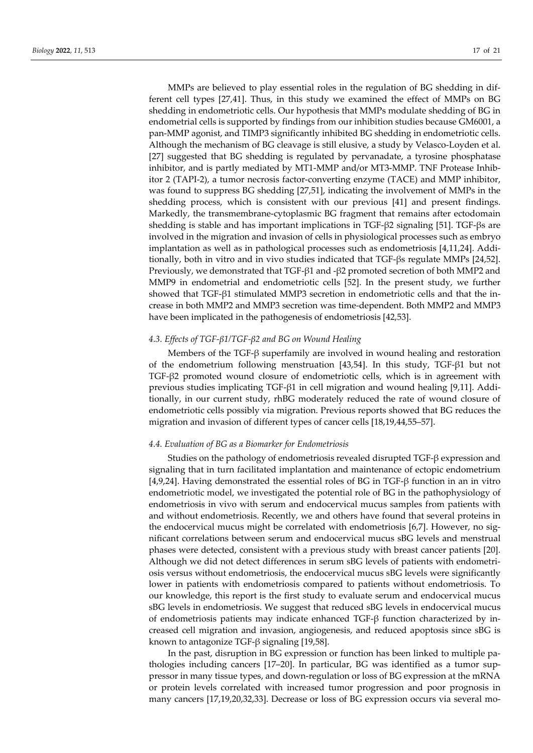MMPs are believed to play essential roles in the regulation of BG shedding in different cell types [27,41]. Thus, in this study we examined the effect of MMPs on BG shedding in endometriotic cells. Our hypothesis that MMPs modulate shedding of BG in endometrial cells is supported by findings from our inhibition studies because GM6001, a pan-MMP agonist, and TIMP3 significantly inhibited BG shedding in endometriotic cells. Although the mechanism of BG cleavage is still elusive, a study by Velasco-Loyden et al. [27] suggested that BG shedding is regulated by pervanadate, a tyrosine phosphatase inhibitor, and is partly mediated by MT1-MMP and/or MT3-MMP. TNF Protease Inhibitor 2 (TAPI-2), a tumor necrosis factor-converting enzyme (TACE) and MMP inhibitor, was found to suppress BG shedding [27,51], indicating the involvement of MMPs in the shedding process, which is consistent with our previous [41] and present findings. Markedly, the transmembrane-cytoplasmic BG fragment that remains after ectodomain shedding is stable and has important implications in TGF-β2 signaling [51]. TGF-βs are involved in the migration and invasion of cells in physiological processes such as embryo implantation as well as in pathological processes such as endometriosis [4,11,24]. Additionally, both in vitro and in vivo studies indicated that TGF-βs regulate MMPs [24,52]. Previously, we demonstrated that TGF-β1 and -β2 promoted secretion of both MMP2 and MMP9 in endometrial and endometriotic cells [52]. In the present study, we further showed that TGF-β1 stimulated MMP3 secretion in endometriotic cells and that the increase in both MMP2 and MMP3 secretion was time-dependent. Both MMP2 and MMP3 have been implicated in the pathogenesis of endometriosis [42,53].

### 4.3. Effects of TGF-β1/TGF-β2 and BG on Wound Healing

Members of the TGF-β superfamily are involved in wound healing and restoration of the endometrium following menstruation [43,54]. In this study, TGF-β1 but not TGF-β2 promoted wound closure of endometriotic cells, which is in agreement with previous studies implicating TGF-β1 in cell migration and wound healing [9,11]. Additionally, in our current study, rhBG moderately reduced the rate of wound closure of endometriotic cells possibly via migration. Previous reports showed that BG reduces the migration and invasion of different types of cancer cells [18,19,44,55–57].

### 4.4. Evaluation of BG as a Biomarker for Endometriosis

Studies on the pathology of endometriosis revealed disrupted TGF-β expression and signaling that in turn facilitated implantation and maintenance of ectopic endometrium [4,9,24]. Having demonstrated the essential roles of BG in TGF-β function in an in vitro endometriotic model, we investigated the potential role of BG in the pathophysiology of endometriosis in vivo with serum and endocervical mucus samples from patients with and without endometriosis. Recently, we and others have found that several proteins in the endocervical mucus might be correlated with endometriosis [6,7]. However, no significant correlations between serum and endocervical mucus sBG levels and menstrual phases were detected, consistent with a previous study with breast cancer patients [20]. Although we did not detect differences in serum sBG levels of patients with endometriosis versus without endometriosis, the endocervical mucus sBG levels were significantly lower in patients with endometriosis compared to patients without endometriosis. To our knowledge, this report is the first study to evaluate serum and endocervical mucus sBG levels in endometriosis. We suggest that reduced sBG levels in endocervical mucus of endometriosis patients may indicate enhanced TGF-β function characterized by increased cell migration and invasion, angiogenesis, and reduced apoptosis since sBG is known to antagonize TGF-β signaling [19,58].

In the past, disruption in BG expression or function has been linked to multiple pathologies including cancers [17–20]. In particular, BG was identified as a tumor suppressor in many tissue types, and down-regulation or loss of BG expression at the mRNA or protein levels correlated with increased tumor progression and poor prognosis in many cancers [17,19,20,32,33]. Decrease or loss of BG expression occurs via several mo-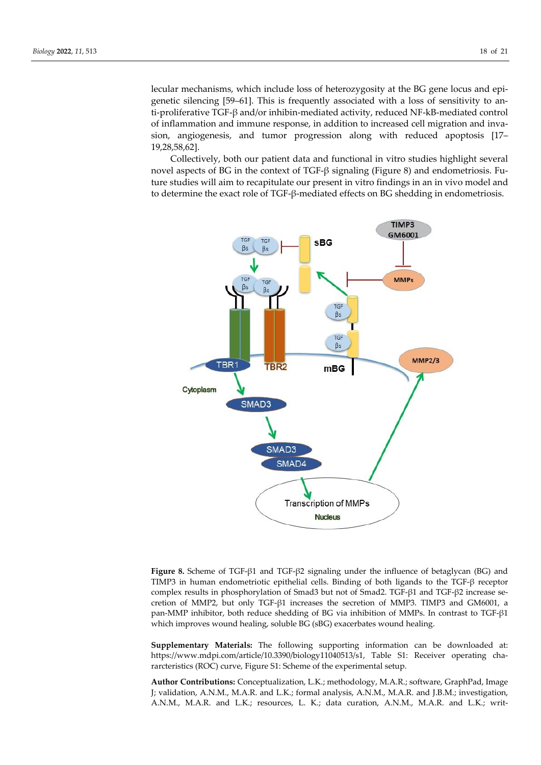lecular mechanisms, which include loss of heterozygosity at the BG gene locus and epigenetic silencing [59–61]. This is frequently associated with a loss of sensitivity to anti-proliferative TGF-β and/or inhibin-mediated activity, reduced NF-kB-mediated control of inflammation and immune response, in addition to increased cell migration and invasion, angiogenesis, and tumor progression along with reduced apoptosis [17–19,28,58,62].

Collectively, both our patient data and functional in vitro studies highlight several novel aspects of BG in the context of TGF-β signaling (Figure 8) and endometriosis. Future studies will aim to recapitulate our present in vitro findings in an in vivo model and to determine the exact role of TGF-β-mediated effects on BG shedding in endometriosis.

**Figure 8.** Scheme of TGF-β1 and TGF-β2 signaling under the influence of betaglycan (BG) and TIMP3 in human endometriotic epithelial cells. Binding of both ligands to the TGF-β receptor complex results in phosphorylation of Smad3 but not of Smad2. TGF-β1 and TGF-β2 increase secretion of MMP2, but only TGF-β1 increases the secretion of MMP3. TIMP3 and GM6001, a pan-MMP inhibitor, both reduce shedding of BG via inhibition of MMPs. In contrast to TGF-β1 which improves wound healing, soluble BG (sBG) exacerbates wound healing.

**Supplementary Materials:** The following supporting information can be downloaded at: https://www.mdpi.com/article/10.3390/biology11040513/s1, Table S1: Receiver operating chararcteristics (ROC) curve, Figure S1: Scheme of the experimental setup.

**Author Contributions:** Conceptualization, L.K.; methodology, M.A.R.; software, GraphPad, Image J; validation, A.N.M., M.A.R. and L.K.; formal analysis, A.N.M., M.A.R. and J.B.M.; investigation, A.N.M., M.A.R. and L.K.; resources, L. K.; data curation, A.N.M., M.A.R. and L.K.; writ-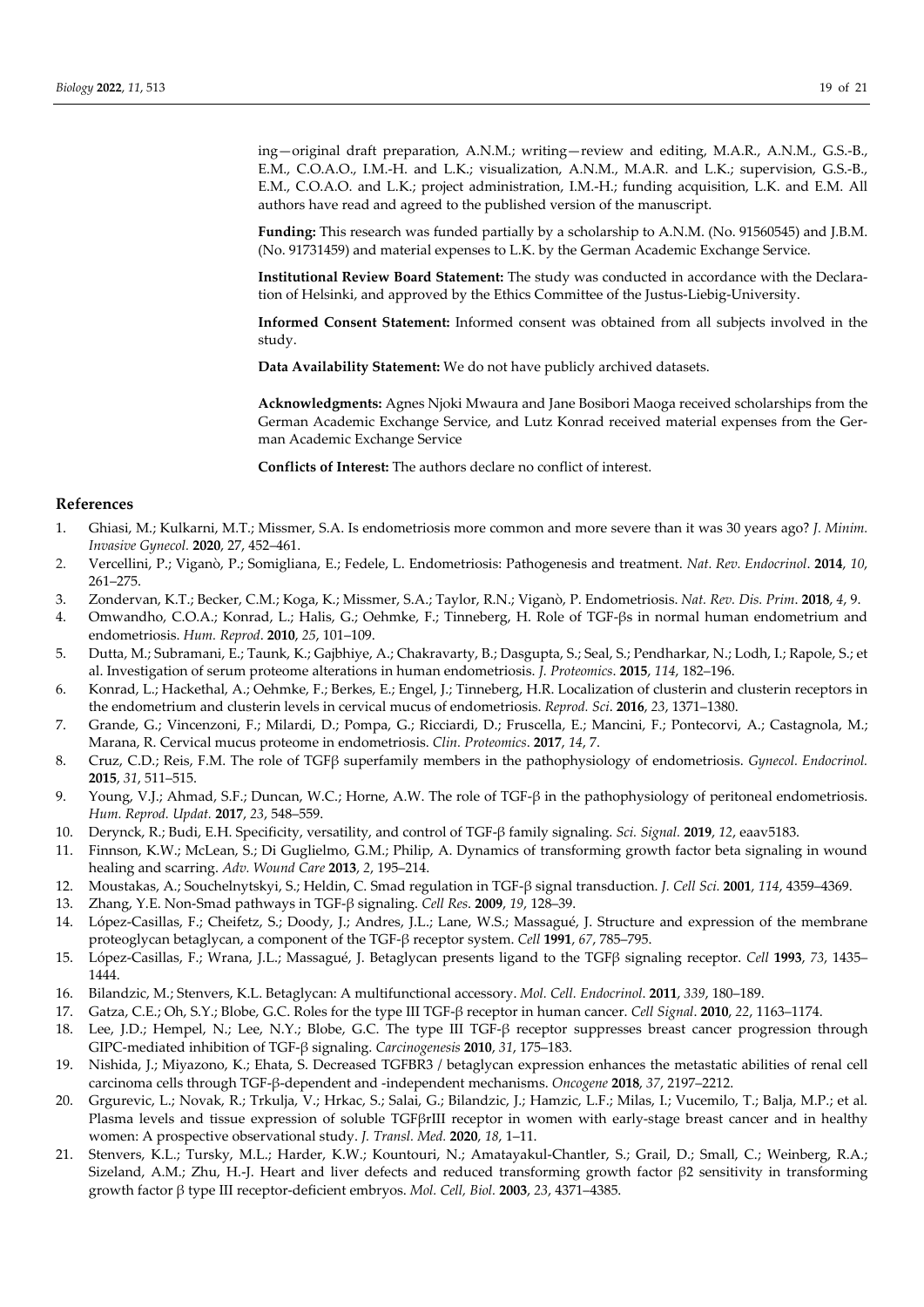ing—original draft preparation, A.N.M.; writing—review and editing, M.A.R., A.N.M., G.S.-B., E.M., C.O.A.O., I.M.-H. and L.K.; visualization, A.N.M., M.A.R. and L.K.; supervision, G.S.-B., E.M., C.O.A.O. and L.K.; project administration, I.M.-H.; funding acquisition, L.K. and E.M. All authors have read and agreed to the published version of the manuscript.

**Funding:** This research was funded partially by a scholarship to A.N.M. (No. 91560545) and J.B.M. (No. 91731459) and material expenses to L.K. by the German Academic Exchange Service.

**Institutional Review Board Statement:** The study was conducted in accordance with the Declaration of Helsinki, and approved by the Ethics Committee of the Justus-Liebig-University.

**Informed Consent Statement:** Informed consent was obtained from all subjects involved in the study.

**Data Availability Statement:** We do not have publicly archived datasets.

**Acknowledgments:** Agnes Njoki Mwaura and Jane Bosibori Maoga received scholarships from the German Academic Exchange Service, and Lutz Konrad received material expenses from the German Academic Exchange Service

**Conflicts of Interest:** The authors declare no conflict of interest.

## References

1. Ghiasi, M.; Kulkarni, M.T.; Missmer, S.A. Is endometriosis more common and more severe than it was 30 years ago? *J. Minim. Invasive Gynecol.* **2020**, 27, 452–461.
2. Vercellini, P.; Viganò, P.; Somigliana, E.; Fedele, L. Endometriosis: Pathogenesis and treatment. *Nat. Rev. Endocrinol*. **2014**, *10*, 261–275.
3. Zondervan, K.T.; Becker, C.M.; Koga, K.; Missmer, S.A.; Taylor, R.N.; Viganò, P. Endometriosis. *Nat. Rev. Dis. Prim*. **2018**, *4*, 9.
4. Omwandho, C.O.A.; Konrad, L.; Halis, G.; Oehmke, F.; Tinneberg, H. Role of TGF-βs in normal human endometrium and endometriosis. *Hum. Reprod*. **2010**, *25*, 101–109.
5. Dutta, M.; Subramani, E.; Taunk, K.; Gajbhiye, A.; Chakravarty, B.; Dasgupta, S.; Seal, S.; Pendharkar, N.; Lodh, I.; Rapole, S.; et al. Investigation of serum proteome alterations in human endometriosis. *J. Proteomics*. **2015**, *114*, 182–196.
6. Konrad, L.; Hackethal, A.; Oehmke, F.; Berkes, E.; Engel, J.; Tinneberg, H.R. Localization of clusterin and clusterin receptors in the endometrium and clusterin levels in cervical mucus of endometriosis. *Reprod. Sci*. **2016**, *23*, 1371–1380.
7. Grande, G.; Vincenzoni, F.; Milardi, D.; Pompa, G.; Ricciardi, D.; Fruscella, E.; Mancini, F.; Pontecorvi, A.; Castagnola, M.; Marana, R. Cervical mucus proteome in endometriosis. *Clin. Proteomics*. **2017**, *14*, 7.
8. Cruz, C.D.; Reis, F.M. The role of TGFβ superfamily members in the pathophysiology of endometriosis. *Gynecol. Endocrinol.* **2015**, *31*, 511–515.
9. Young, V.J.; Ahmad, S.F.; Duncan, W.C.; Horne, A.W. The role of TGF-β in the pathophysiology of peritoneal endometriosis. *Hum. Reprod. Updat.* **2017**, *23*, 548–559.
10. Derynck, R.; Budi, E.H. Specificity, versatility, and control of TGF-β family signaling. *Sci. Signal*. **2019**, *12*, eaav5183.
11. Finnson, K.W.; McLean, S.; Di Guglielmo, G.M.; Philip, A. Dynamics of transforming growth factor beta signaling in wound healing and scarring. *Adv. Wound Care* **2013**, *2*, 195–214.
12. Moustakas, A.; Souchelnytskyi, S.; Heldin, C. Smad regulation in TGF-β signal transduction. *J. Cell Sci.* **2001**, *114*, 4359–4369.
13. Zhang, Y.E. Non-Smad pathways in TGF-β signaling. *Cell Res*. **2009**, *19*, 128–39.
14. López-Casillas, F.; Cheifetz, S.; Doody, J.; Andres, J.L.; Lane, W.S.; Massagué, J. Structure and expression of the membrane proteoglycan betaglycan, a component of the TGF-β receptor system. *Cell* **1991**, *67*, 785–795.
15. López-Casillas, F.; Wrana, J.L.; Massagué, J. Betaglycan presents ligand to the TGFβ signaling receptor. *Cell* **1993**, *73*, 1435–1444.
16. Bilandzic, M.; Stenvers, K.L. Betaglycan: A multifunctional accessory. *Mol. Cell. Endocrinol*. **2011**, *339*, 180–189.
17. Gatza, C.E.; Oh, S.Y.; Blobe, G.C. Roles for the type III TGF-β receptor in human cancer. *Cell Signal*. **2010**, *22*, 1163–1174.
18. Lee, J.D.; Hempel, N.; Lee, N.Y.; Blobe, G.C. The type III TGF-β receptor suppresses breast cancer progression through GIPC-mediated inhibition of TGF-β signaling. *Carcinogenesis* **2010**, *31*, 175–183.
19. Nishida, J.; Miyazono, K.; Ehata, S. Decreased TGFBR3 / betaglycan expression enhances the metastatic abilities of renal cell carcinoma cells through TGF-β-dependent and -independent mechanisms. *Oncogene* **2018**, *37*, 2197–2212.
20. Grgurevic, L.; Novak, R.; Trkulja, V.; Hrkac, S.; Salai, G.; Bilandzic, J.; Hamzic, L.F.; Milas, I.; Vucemilo, T.; Balja, M.P.; et al. Plasma levels and tissue expression of soluble TGFβrIII receptor in women with early-stage breast cancer and in healthy women: A prospective observational study. *J. Transl. Med.* **2020**, *18*, 1–11.
21. Stenvers, K.L.; Tursky, M.L.; Harder, K.W.; Kountouri, N.; Amatayakul-Chantler, S.; Grail, D.; Small, C.; Weinberg, R.A.; Sizeland, A.M.; Zhu, H.-J. Heart and liver defects and reduced transforming growth factor β2 sensitivity in transforming growth factor β type III receptor-deficient embryos. *Mol. Cell, Biol.* **2003**, *23*, 4371–4385.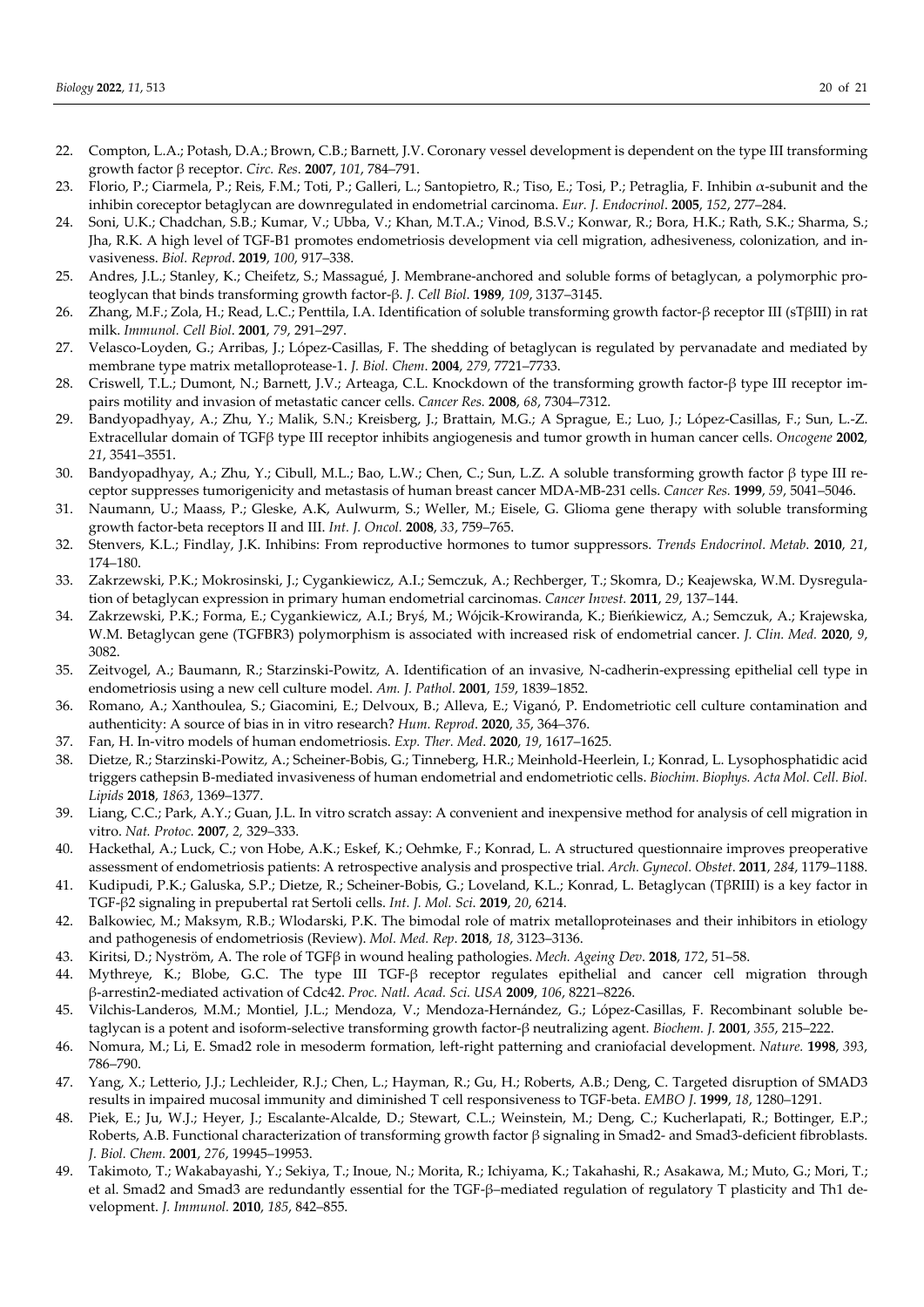22. Compton, L.A.; Potash, D.A.; Brown, C.B.; Barnett, J.V. Coronary vessel development is dependent on the type III transforming growth factor β receptor. *Circ. Res*. **2007**, *101*, 784–791.
23. Florio, P.; Ciarmela, P.; Reis, F.M.; Toti, P.; Galleri, L.; Santopietro, R.; Tiso, E.; Tosi, P.; Petraglia, F. Inhibin α-subunit and the inhibin coreceptor betaglycan are downregulated in endometrial carcinoma. *Eur. J. Endocrinol*. **2005**, *152*, 277–284.
24. Soni, U.K.; Chadchan, S.B.; Kumar, V.; Ubba, V.; Khan, M.T.A.; Vinod, B.S.V.; Konwar, R.; Bora, H.K.; Rath, S.K.; Sharma, S.; Jha, R.K. A high level of TGF-B1 promotes endometriosis development via cell migration, adhesiveness, colonization, and invasiveness. *Biol. Reprod*. **2019**, *100*, 917–338.
25. Andres, J.L.; Stanley, K.; Cheifetz, S.; Massagué, J. Membrane-anchored and soluble forms of betaglycan, a polymorphic proteoglycan that binds transforming growth factor-β. *J. Cell Biol*. **1989**, *109*, 3137–3145.
26. Zhang, M.F.; Zola, H.; Read, L.C.; Penttila, I.A. Identification of soluble transforming growth factor-β receptor III (sTβIII) in rat milk. *Immunol. Cell Biol*. **2001**, *79*, 291–297.
27. Velasco-Loyden, G.; Arribas, J.; López-Casillas, F. The shedding of betaglycan is regulated by pervanadate and mediated by membrane type matrix metalloprotease-1. *J. Biol. Chem*. **2004**, *279*, 7721–7733.
28. Criswell, T.L.; Dumont, N.; Barnett, J.V.; Arteaga, C.L. Knockdown of the transforming growth factor-β type III receptor impairs motility and invasion of metastatic cancer cells. *Cancer Res.* **2008**, *68*, 7304–7312.
29. Bandyopadhyay, A.; Zhu, Y.; Malik, S.N.; Kreisberg, J.; Brattain, M.G.; A Sprague, E.; Luo, J.; López-Casillas, F.; Sun, L.-Z. Extracellular domain of TGFβ type III receptor inhibits angiogenesis and tumor growth in human cancer cells. *Oncogene* **2002**, *21*, 3541–3551.
30. Bandyopadhyay, A.; Zhu, Y.; Cibull, M.L.; Bao, L.W.; Chen, C.; Sun, L.Z. A soluble transforming growth factor β type III receptor suppresses tumorigenicity and metastasis of human breast cancer MDA-MB-231 cells. *Cancer Res.* **1999**, *59*, 5041–5046.
31. Naumann, U.; Maass, P.; Gleske, A.K, Aulwurm, S.; Weller, M.; Eisele, G. Glioma gene therapy with soluble transforming growth factor-beta receptors II and III. *Int. J. Oncol.* **2008**, *33*, 759–765.
32. Stenvers, K.L.; Findlay, J.K. Inhibins: From reproductive hormones to tumor suppressors. *Trends Endocrinol. Metab*. **2010**, *21*, 174–180.
33. Zakrzewski, P.K.; Mokrosinski, J.; Cygankiewicz, A.I.; Semczuk, A.; Rechberger, T.; Skomra, D.; Keajewska, W.M. Dysregulation of betaglycan expression in primary human endometrial carcinomas. *Cancer Invest.* **2011**, *29*, 137–144.
34. Zakrzewski, P.K.; Forma, E.; Cygankiewicz, A.I.; Bryś, M.; Wójcik-Krowiranda, K.; Bieńkiewicz, A.; Semczuk, A.; Krajewska, W.M. Betaglycan gene (TGFBR3) polymorphism is associated with increased risk of endometrial cancer. *J. Clin. Med.* **2020**, *9*, 3082.
35. Zeitvogel, A.; Baumann, R.; Starzinski-Powitz, A. Identification of an invasive, N-cadherin-expressing epithelial cell type in endometriosis using a new cell culture model. *Am. J. Pathol.* **2001**, *159*, 1839–1852.
36. Romano, A.; Xanthoulea, S.; Giacomini, E.; Delvoux, B.; Alleva, E.; Viganó, P. Endometriotic cell culture contamination and authenticity: A source of bias in in vitro research? *Hum. Reprod*. **2020**, *35*, 364–376.
37. Fan, H. In-vitro models of human endometriosis. *Exp. Ther. Med*. **2020**, *19*, 1617–1625.
38. Dietze, R.; Starzinski-Powitz, A.; Scheiner-Bobis, G.; Tinneberg, H.R.; Meinhold-Heerlein, I.; Konrad, L. Lysophosphatidic acid triggers cathepsin B-mediated invasiveness of human endometrial and endometriotic cells. *Biochim. Biophys. Acta Mol. Cell. Biol. Lipids* **2018**, *1863*, 1369–1377.
39. Liang, C.C.; Park, A.Y.; Guan, J.L. In vitro scratch assay: A convenient and inexpensive method for analysis of cell migration in vitro. *Nat. Protoc.* **2007**, *2,* 329–333.
40. Hackethal, A.; Luck, C.; von Hobe, A.K.; Eskef, K.; Oehmke, F.; Konrad, L. A structured questionnaire improves preoperative assessment of endometriosis patients: A retrospective analysis and prospective trial. *Arch. Gynecol. Obstet*. **2011**, *284*, 1179–1188.
41. Kudipudi, P.K.; Galuska, S.P.; Dietze, R.; Scheiner-Bobis, G.; Loveland, K.L.; Konrad, L. Betaglycan (TβRIII) is a key factor in TGF-β2 signaling in prepubertal rat Sertoli cells. *Int. J. Mol. Sci.* **2019**, *20*, 6214.
42. Balkowiec, M.; Maksym, R.B.; Wlodarski, P.K. The bimodal role of matrix metalloproteinases and their inhibitors in etiology and pathogenesis of endometriosis (Review). *Mol. Med. Rep*. **2018**, *18*, 3123–3136.
43. Kiritsi, D.; Nyström, A. The role of TGFβ in wound healing pathologies. *Mech. Ageing Dev*. **2018**, *172*, 51–58.
44. Mythreye, K.; Blobe, G.C. The type III TGF-β receptor regulates epithelial and cancer cell migration through β-arrestin2-mediated activation of Cdc42. *Proc. Natl. Acad. Sci. USA* **2009**, *106*, 8221–8226.
45. Vilchis-Landeros, M.M.; Montiel, J.L.; Mendoza, V.; Mendoza-Hernández, G.; López-Casillas, F. Recombinant soluble betaglycan is a potent and isoform-selective transforming growth factor-β neutralizing agent. *Biochem. J.* **2001**, *355*, 215–222.
46. Nomura, M.; Li, E. Smad2 role in mesoderm formation, left-right patterning and craniofacial development. *Nature.* **1998**, *393*, 786–790.
47. Yang, X.; Letterio, J.J.; Lechleider, R.J.; Chen, L.; Hayman, R.; Gu, H.; Roberts, A.B.; Deng, C. Targeted disruption of SMAD3 results in impaired mucosal immunity and diminished T cell responsiveness to TGF-beta. *EMBO J*. **1999**, *18*, 1280–1291.
48. Piek, E.; Ju, W.J.; Heyer, J.; Escalante-Alcalde, D.; Stewart, C.L.; Weinstein, M.; Deng, C.; Kucherlapati, R.; Bottinger, E.P.; Roberts, A.B. Functional characterization of transforming growth factor β signaling in Smad2- and Smad3-deficient fibroblasts. *J. Biol. Chem.* **2001**, *276*, 19945–19953.
49. Takimoto, T.; Wakabayashi, Y.; Sekiya, T.; Inoue, N.; Morita, R.; Ichiyama, K.; Takahashi, R.; Asakawa, M.; Muto, G.; Mori, T.; et al. Smad2 and Smad3 are redundantly essential for the TGF-β–mediated regulation of regulatory T plasticity and Th1 development. *J. Immunol*. **2010**, *185*, 842–855.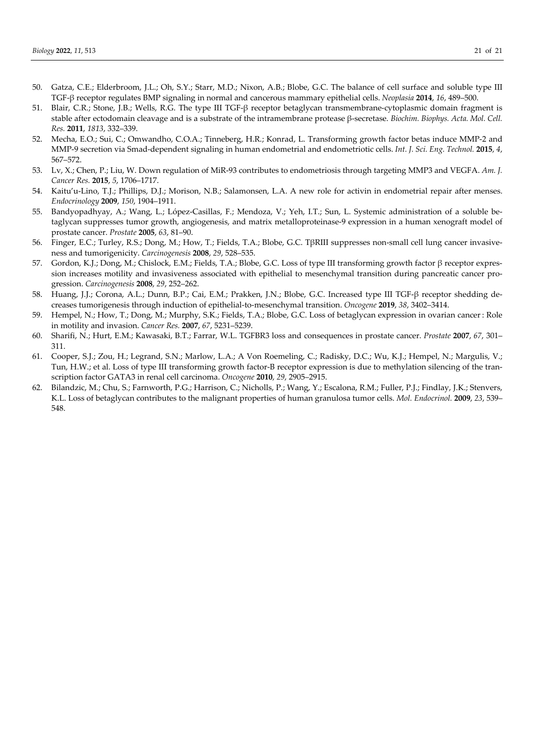50. Gatza, C.E.; Elderbroom, J.L.; Oh, S.Y.; Starr, M.D.; Nixon, A.B.; Blobe, G.C. The balance of cell surface and soluble type III TGF-β receptor regulates BMP signaling in normal and cancerous mammary epithelial cells. *Neoplasia* **2014**, *16*, 489–500.
51. Blair, C.R.; Stone, J.B.; Wells, R.G. The type III TGF-β receptor betaglycan transmembrane-cytoplasmic domain fragment is stable after ectodomain cleavage and is a substrate of the intramembrane protease β-secretase. *Biochim. Biophys. Acta. Mol. Cell. Res.* **2011**, *1813*, 332–339.
52. Mecha, E.O.; Sui, C.; Omwandho, C.O.A.; Tinneberg, H.R.; Konrad, L. Transforming growth factor betas induce MMP-2 and MMP-9 secretion via Smad-dependent signaling in human endometrial and endometriotic cells. *Int. J. Sci. Eng. Technol.* **2015**, *4*, 567–572.
53. Lv, X.; Chen, P.; Liu, W. Down regulation of MiR-93 contributes to endometriosis through targeting MMP3 and VEGFA. *Am. J. Cancer Res.* **2015**, *5*, 1706–1717.
54. Kaitu'u-Lino, T.J.; Phillips, D.J.; Morison, N.B.; Salamonsen, L.A. A new role for activin in endometrial repair after menses. *Endocrinology* **2009**, *150*, 1904–1911.
55. Bandyopadhyay, A.; Wang, L.; López-Casillas, F.; Mendoza, V.; Yeh, I.T.; Sun, L. Systemic administration of a soluble betaglycan suppresses tumor growth, angiogenesis, and matrix metalloproteinase-9 expression in a human xenograft model of prostate cancer. *Prostate* **2005**, *63*, 81–90.
56. Finger, E.C.; Turley, R.S.; Dong, M.; How, T.; Fields, T.A.; Blobe, G.C. TβRIII suppresses non-small cell lung cancer invasiveness and tumorigenicity. *Carcinogenesis* **2008**, *29*, 528–535.
57. Gordon, K.J.; Dong, M.; Chislock, E.M.; Fields, T.A.; Blobe, G.C. Loss of type III transforming growth factor β receptor expression increases motility and invasiveness associated with epithelial to mesenchymal transition during pancreatic cancer progression. *Carcinogenesis* **2008**, *29*, 252–262.
58. Huang, J.J.; Corona, A.L.; Dunn, B.P.; Cai, E.M.; Prakken, J.N.; Blobe, G.C. Increased type III TGF-β receptor shedding decreases tumorigenesis through induction of epithelial-to-mesenchymal transition. *Oncogene* **2019**, *38*, 3402–3414.
59. Hempel, N.; How, T.; Dong, M.; Murphy, S.K.; Fields, T.A.; Blobe, G.C. Loss of betaglycan expression in ovarian cancer : Role in motility and invasion. *Cancer Res.* **2007**, *67*, 5231–5239.
60. Sharifi, N.; Hurt, E.M.; Kawasaki, B.T.; Farrar, W.L. TGFBR3 loss and consequences in prostate cancer. *Prostate* **2007**, *67*, 301–311.
61. Cooper, S.J.; Zou, H.; Legrand, S.N.; Marlow, L.A.; A Von Roemeling, C.; Radisky, D.C.; Wu, K.J.; Hempel, N.; Margulis, V.; Tun, H.W.; et al. Loss of type III transforming growth factor-B receptor expression is due to methylation silencing of the transcription factor GATA3 in renal cell carcinoma. *Oncogene* **2010**, *29*, 2905–2915.
62. Bilandzic, M.; Chu, S.; Farnworth, P.G.; Harrison, C.; Nicholls, P.; Wang, Y.; Escalona, R.M.; Fuller, P.J.; Findlay, J.K.; Stenvers, K.L. Loss of betaglycan contributes to the malignant properties of human granulosa tumor cells. *Mol. Endocrinol.* **2009**, *23*, 539–548.